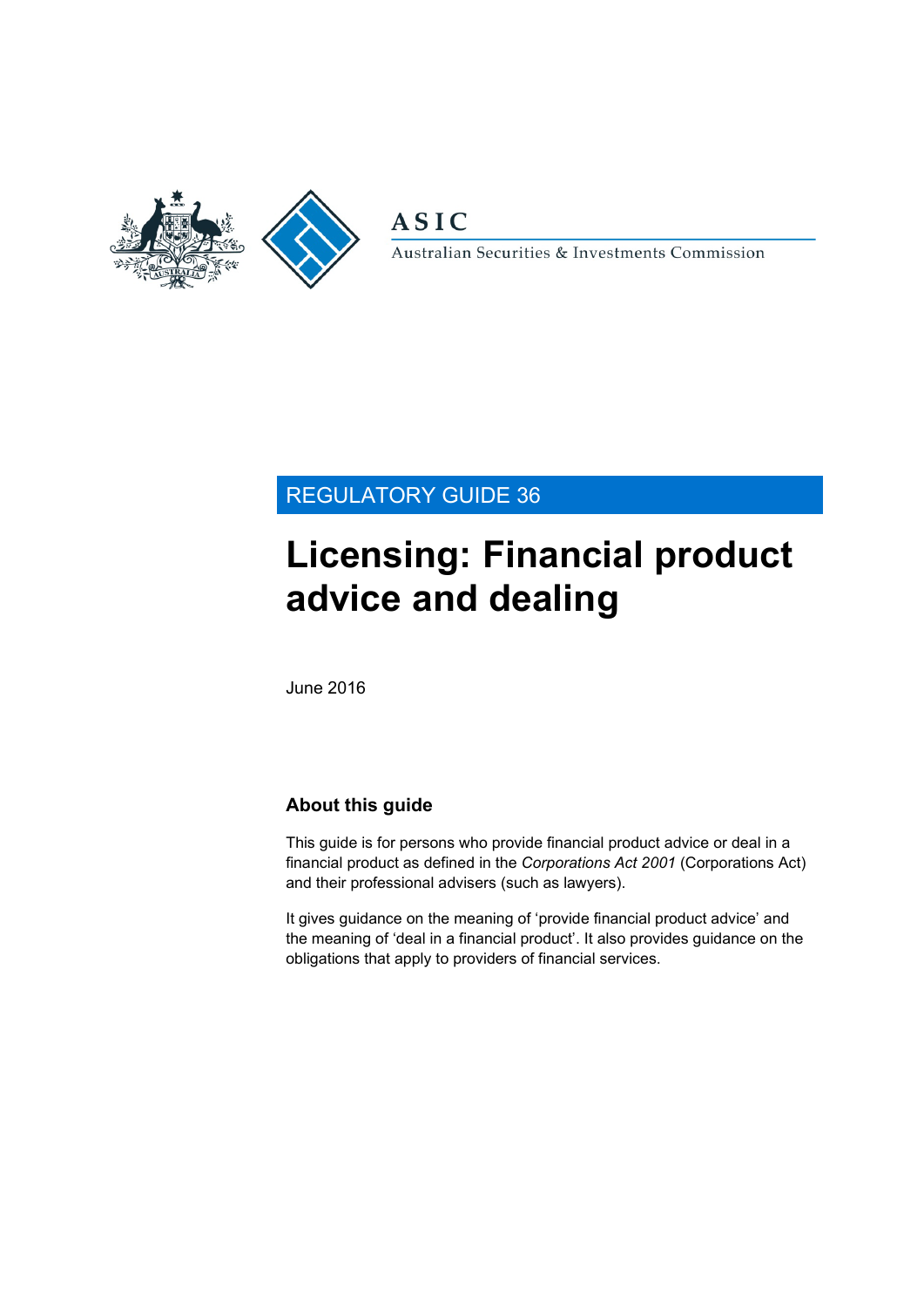ASIC

Australian Securities & Investments Commission

REGULATORY GUIDE 36

# Licensing: Financial product advice and dealing

June 2016

## About this guide

This guide is for persons who provide financial product advice or deal in a financial product as defined in the *Corporations Act 2001* (Corporations Act) and their professional advisers (such as lawyers).

It gives guidance on the meaning of 'provide financial product advice' and the meaning of 'deal in a financial product'. It also provides guidance on the obligations that apply to providers of financial services.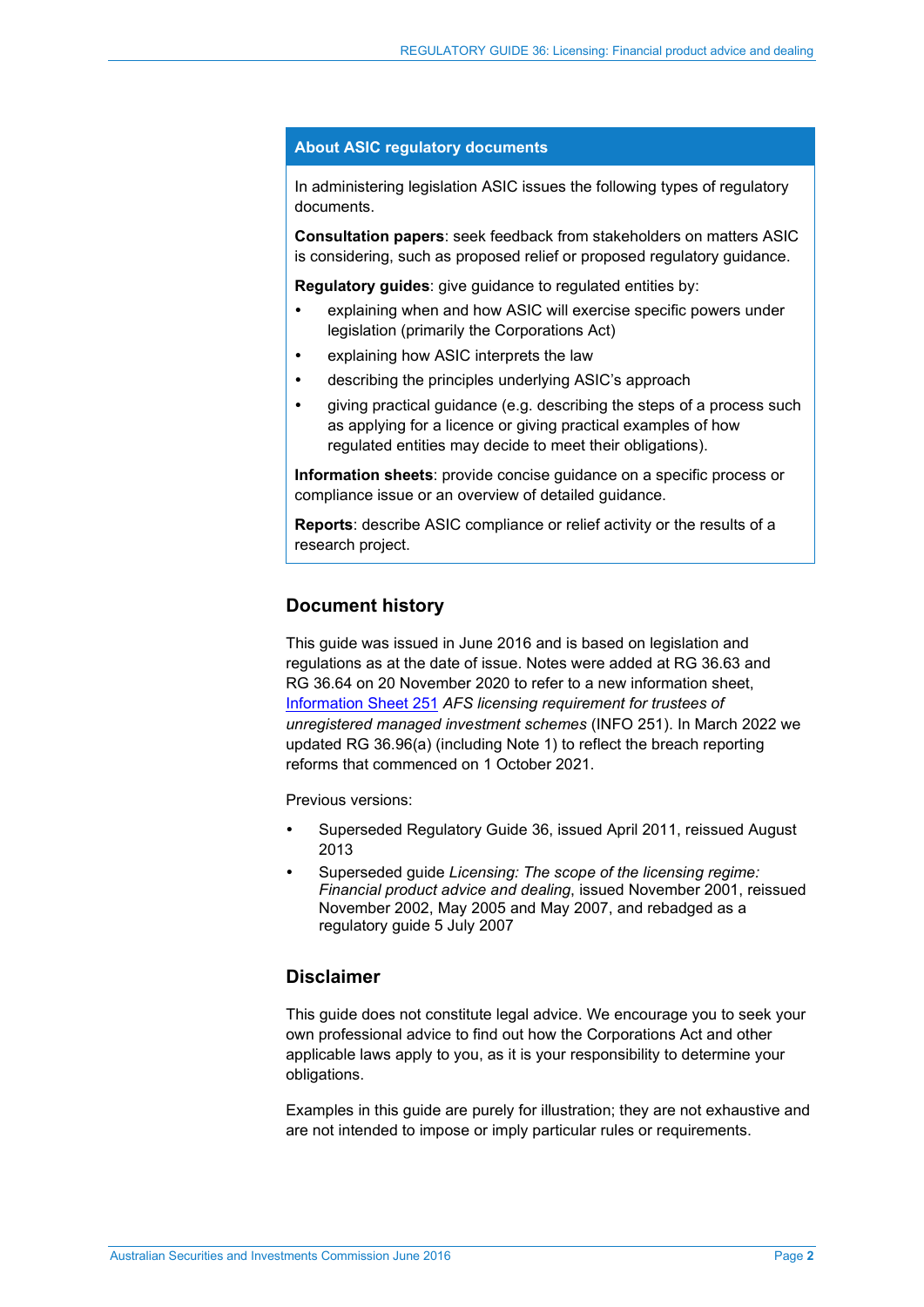## About ASIC regulatory documents

In administering legislation ASIC issues the following types of regulatory documents.

**Consultation papers**: seek feedback from stakeholders on matters ASIC is considering, such as proposed relief or proposed regulatory guidance.

**Regulatory guides**: give guidance to regulated entities by:

- explaining when and how ASIC will exercise specific powers under legislation (primarily the Corporations Act)
- explaining how ASIC interprets the law
- describing the principles underlying ASIC's approach
- giving practical guidance (e.g. describing the steps of a process such as applying for a licence or giving practical examples of how regulated entities may decide to meet their obligations).

**Information sheets**: provide concise guidance on a specific process or compliance issue or an overview of detailed guidance.

**Reports**: describe ASIC compliance or relief activity or the results of a research project.

## Document history

This guide was issued in June 2016 and is based on legislation and regulations as at the date of issue. Notes were added at RG 36.63 and RG 36.64 on 20 November 2020 to refer to a new information sheet, Information Sheet 251 *AFS licensing requirement for trustees of unregistered managed investment schemes* (INFO 251). In March 2022 we updated RG 36.96(a) (including Note 1) to reflect the breach reporting reforms that commenced on 1 October 2021.

Previous versions:

- Superseded Regulatory Guide 36, issued April 2011, reissued August 2013
- Superseded guide *Licensing: The scope of the licensing regime: Financial product advice and dealing*, issued November 2001, reissued November 2002, May 2005 and May 2007, and rebadged as a regulatory guide 5 July 2007

## Disclaimer

This guide does not constitute legal advice. We encourage you to seek your own professional advice to find out how the Corporations Act and other applicable laws apply to you, as it is your responsibility to determine your obligations.

Examples in this guide are purely for illustration; they are not exhaustive and are not intended to impose or imply particular rules or requirements.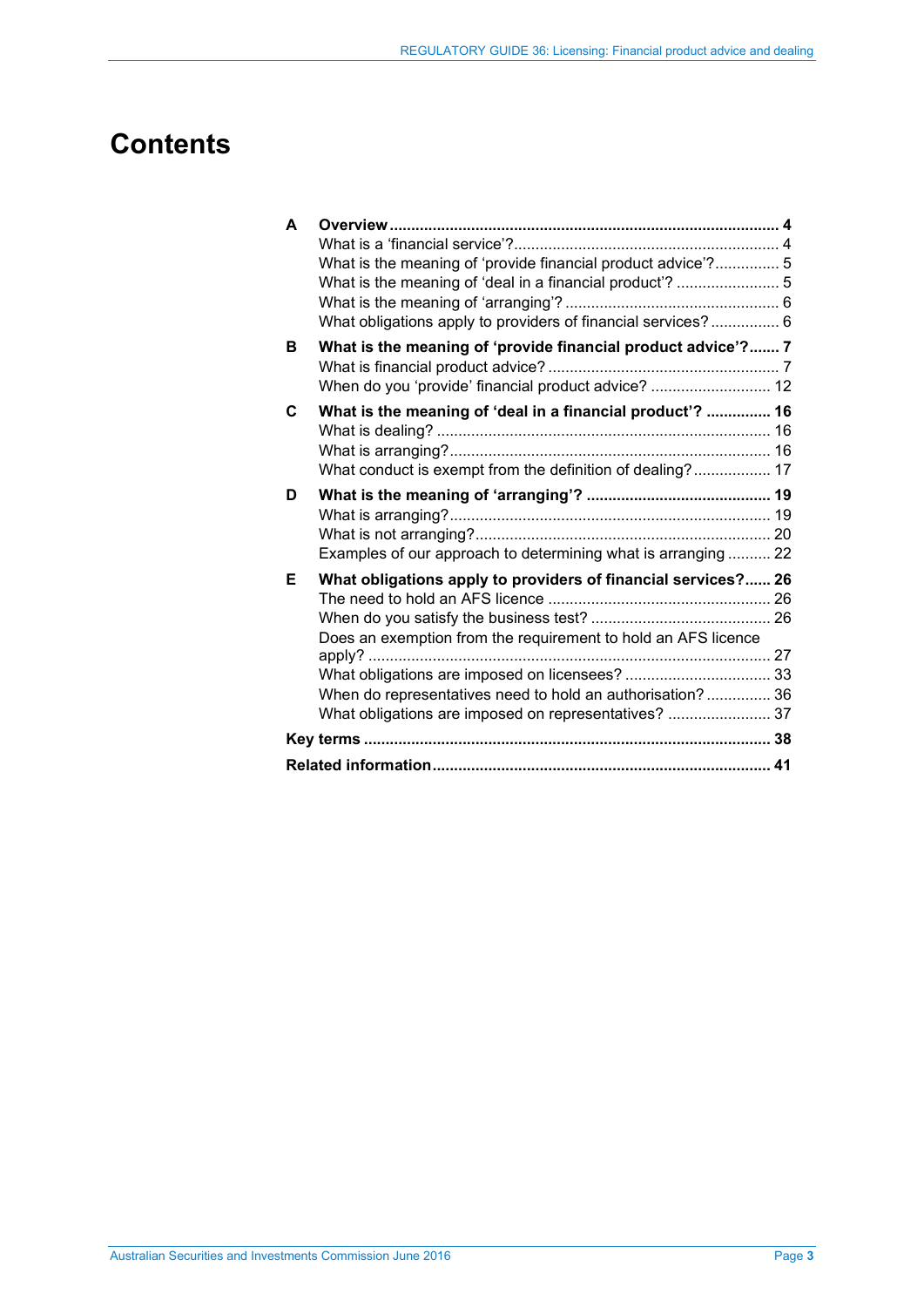# Contents

**A Overview** ........ **4**
- What is a 'financial service'? ........ 4
- What is the meaning of 'provide financial product advice'? ........ 5
- What is the meaning of 'deal in a financial product'? ........ 5
- What is the meaning of 'arranging'? ........ 6
- What obligations apply to providers of financial services? ........ 6

**B What is the meaning of 'provide financial product advice'?** ........ **7**
- What is financial product advice? ........ 7
- When do you 'provide' financial product advice? ........ 12

**C What is the meaning of 'deal in a financial product'?** ........ **16**
- What is dealing? ........ 16
- What is arranging? ........ 16
- What conduct is exempt from the definition of dealing? ........ 17

**D What is the meaning of 'arranging'?** ........ **19**
- What is arranging? ........ 19
- What is not arranging? ........ 20
- Examples of our approach to determining what is arranging ........ 22

**E What obligations apply to providers of financial services?** ........ **26**
- The need to hold an AFS licence ........ 26
- When do you satisfy the business test? ........ 26
- Does an exemption from the requirement to hold an AFS licence apply? ........ 27
- What obligations are imposed on licensees? ........ 33
- When do representatives need to hold an authorisation? ........ 36
- What obligations are imposed on representatives? ........ 37

**Key terms** ........ **38**

**Related information** ........ **41**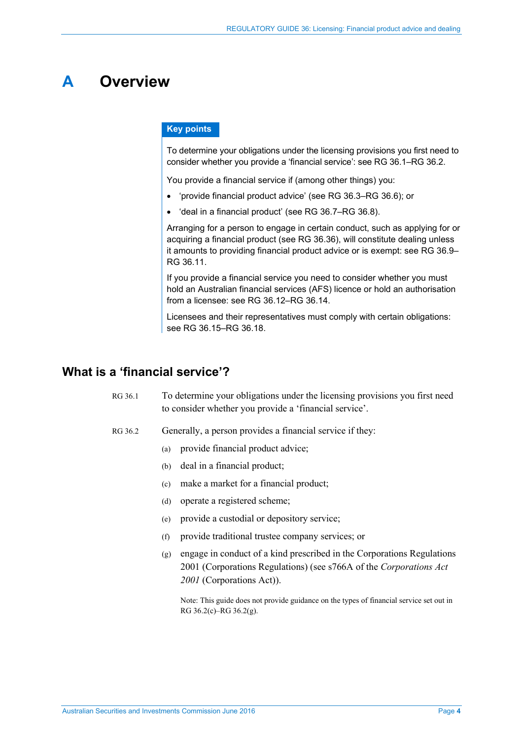# A Overview

**Key points**

To determine your obligations under the licensing provisions you first need to consider whether you provide a 'financial service': see RG 36.1–RG 36.2.

You provide a financial service if (among other things) you:

- 'provide financial product advice' (see RG 36.3–RG 36.6); or
- 'deal in a financial product' (see RG 36.7–RG 36.8).

Arranging for a person to engage in certain conduct, such as applying for or acquiring a financial product (see RG 36.36), will constitute dealing unless it amounts to providing financial product advice or is exempt: see RG 36.9–RG 36.11.

If you provide a financial service you need to consider whether you must hold an Australian financial services (AFS) licence or hold an authorisation from a licensee: see RG 36.12–RG 36.14.

Licensees and their representatives must comply with certain obligations: see RG 36.15–RG 36.18.

## What is a 'financial service'?

RG 36.1 To determine your obligations under the licensing provisions you first need to consider whether you provide a 'financial service'.

RG 36.2 Generally, a person provides a financial service if they:

(a) provide financial product advice;

(b) deal in a financial product;

(c) make a market for a financial product;

(d) operate a registered scheme;

(e) provide a custodial or depository service;

(f) provide traditional trustee company services; or

(g) engage in conduct of a kind prescribed in the Corporations Regulations 2001 (Corporations Regulations) (see s766A of the *Corporations Act 2001* (Corporations Act)).

Note: This guide does not provide guidance on the types of financial service set out in RG 36.2(c)–RG 36.2(g).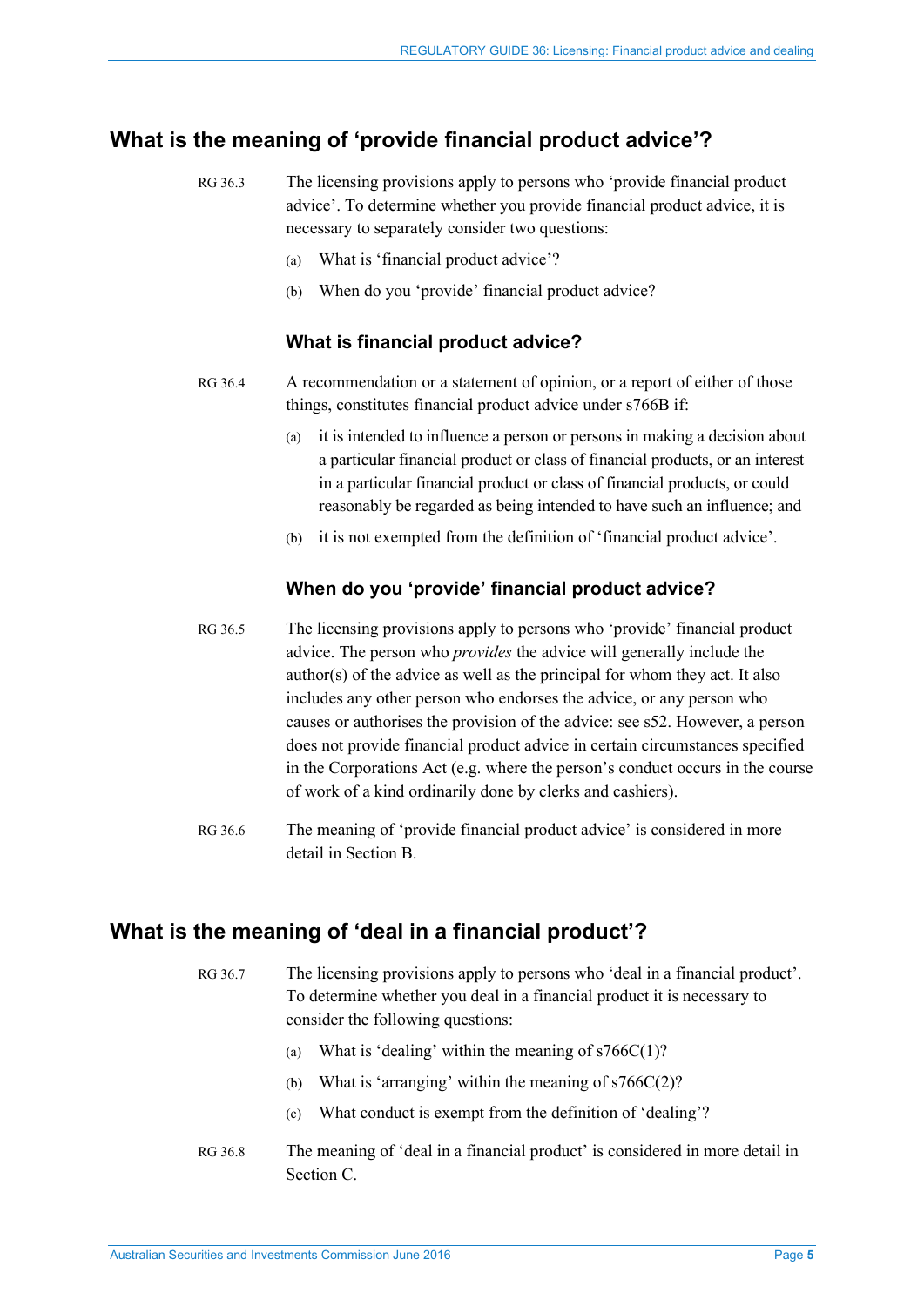## What is the meaning of 'provide financial product advice'?

RG 36.3 The licensing provisions apply to persons who 'provide financial product advice'. To determine whether you provide financial product advice, it is necessary to separately consider two questions:

(a) What is 'financial product advice'?

(b) When do you 'provide' financial product advice?

### What is financial product advice?

RG 36.4 A recommendation or a statement of opinion, or a report of either of those things, constitutes financial product advice under s766B if:

(a) it is intended to influence a person or persons in making a decision about a particular financial product or class of financial products, or an interest in a particular financial product or class of financial products, or could reasonably be regarded as being intended to have such an influence; and

(b) it is not exempted from the definition of 'financial product advice'.

### When do you 'provide' financial product advice?

RG 36.5 The licensing provisions apply to persons who 'provide' financial product advice. The person who *provides* the advice will generally include the author(s) of the advice as well as the principal for whom they act. It also includes any other person who endorses the advice, or any person who causes or authorises the provision of the advice: see s52. However, a person does not provide financial product advice in certain circumstances specified in the Corporations Act (e.g. where the person's conduct occurs in the course of work of a kind ordinarily done by clerks and cashiers).

RG 36.6 The meaning of 'provide financial product advice' is considered in more detail in Section B.

## What is the meaning of 'deal in a financial product'?

RG 36.7 The licensing provisions apply to persons who 'deal in a financial product'. To determine whether you deal in a financial product it is necessary to consider the following questions:

(a) What is 'dealing' within the meaning of s766C(1)?

(b) What is 'arranging' within the meaning of s766C(2)?

(c) What conduct is exempt from the definition of 'dealing'?

RG 36.8 The meaning of 'deal in a financial product' is considered in more detail in Section C.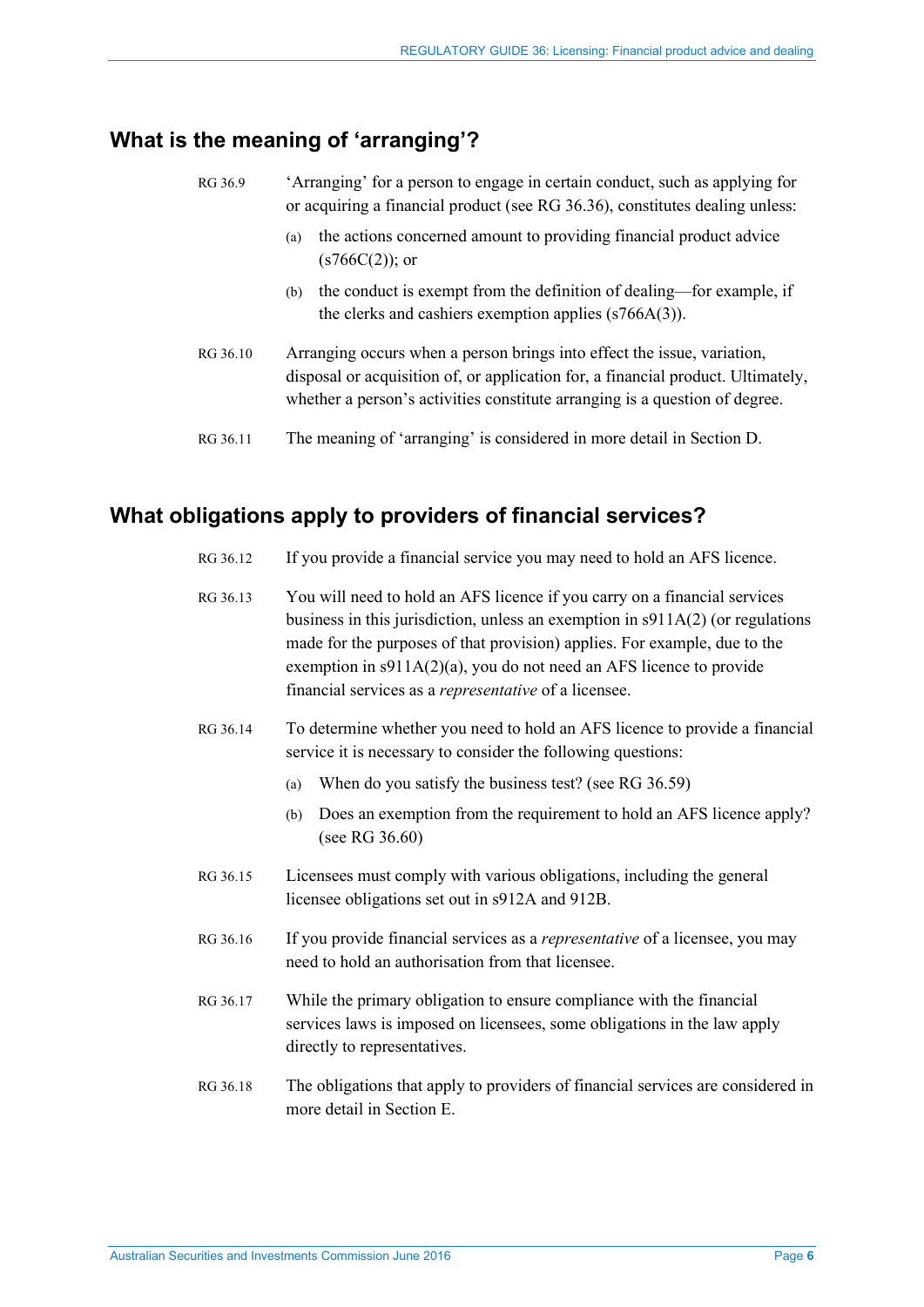## What is the meaning of 'arranging'?

RG 36.9 'Arranging' for a person to engage in certain conduct, such as applying for or acquiring a financial product (see RG 36.36), constitutes dealing unless:

(a) the actions concerned amount to providing financial product advice (s766C(2)); or

(b) the conduct is exempt from the definition of dealing—for example, if the clerks and cashiers exemption applies (s766A(3)).

RG 36.10 Arranging occurs when a person brings into effect the issue, variation, disposal or acquisition of, or application for, a financial product. Ultimately, whether a person's activities constitute arranging is a question of degree.

RG 36.11 The meaning of 'arranging' is considered in more detail in Section D.

## What obligations apply to providers of financial services?

RG 36.12 If you provide a financial service you may need to hold an AFS licence.

RG 36.13 You will need to hold an AFS licence if you carry on a financial services business in this jurisdiction, unless an exemption in s911A(2) (or regulations made for the purposes of that provision) applies. For example, due to the exemption in s911A(2)(a), you do not need an AFS licence to provide financial services as a *representative* of a licensee.

RG 36.14 To determine whether you need to hold an AFS licence to provide a financial service it is necessary to consider the following questions:

(a) When do you satisfy the business test? (see RG 36.59)

(b) Does an exemption from the requirement to hold an AFS licence apply? (see RG 36.60)

RG 36.15 Licensees must comply with various obligations, including the general licensee obligations set out in s912A and 912B.

RG 36.16 If you provide financial services as a *representative* of a licensee, you may need to hold an authorisation from that licensee.

RG 36.17 While the primary obligation to ensure compliance with the financial services laws is imposed on licensees, some obligations in the law apply directly to representatives.

RG 36.18 The obligations that apply to providers of financial services are considered in more detail in Section E.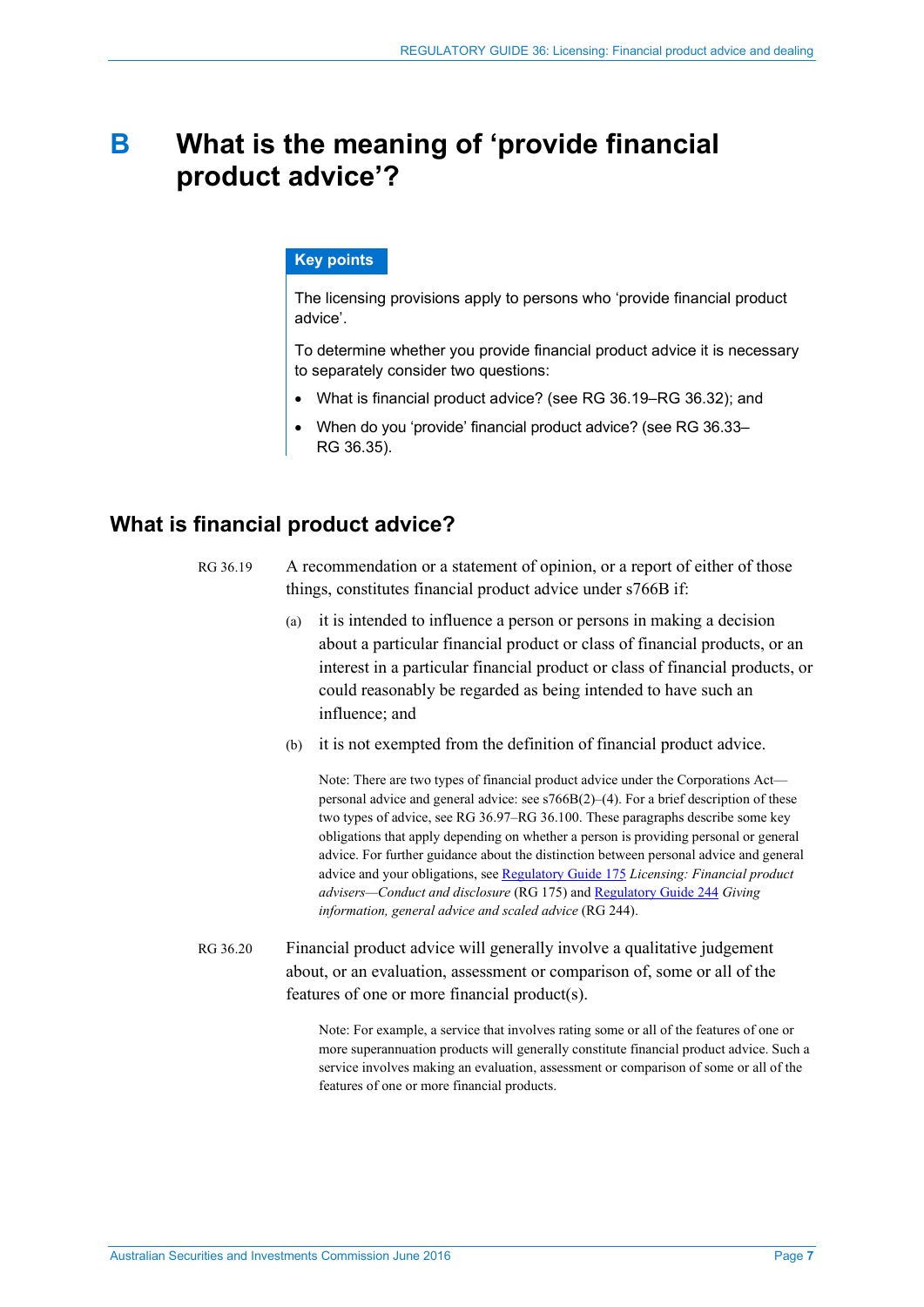# B What is the meaning of 'provide financial product advice'?

> **Key points**
>
> The licensing provisions apply to persons who 'provide financial product advice'.
>
> To determine whether you provide financial product advice it is necessary to separately consider two questions:
>
> - What is financial product advice? (see RG 36.19–RG 36.32); and
> - When do you 'provide' financial product advice? (see RG 36.33–RG 36.35).

## What is financial product advice?

RG 36.19 A recommendation or a statement of opinion, or a report of either of those things, constitutes financial product advice under s766B if:

(a) it is intended to influence a person or persons in making a decision about a particular financial product or class of financial products, or an interest in a particular financial product or class of financial products, or could reasonably be regarded as being intended to have such an influence; and

(b) it is not exempted from the definition of financial product advice.

Note: There are two types of financial product advice under the Corporations Act—personal advice and general advice: see s766B(2)–(4). For a brief description of these two types of advice, see RG 36.97–RG 36.100. These paragraphs describe some key obligations that apply depending on whether a person is providing personal or general advice. For further guidance about the distinction between personal advice and general advice and your obligations, see Regulatory Guide 175 *Licensing: Financial product advisers—Conduct and disclosure* (RG 175) and Regulatory Guide 244 *Giving information, general advice and scaled advice* (RG 244).

RG 36.20 Financial product advice will generally involve a qualitative judgement about, or an evaluation, assessment or comparison of, some or all of the features of one or more financial product(s).

Note: For example, a service that involves rating some or all of the features of one or more superannuation products will generally constitute financial product advice. Such a service involves making an evaluation, assessment or comparison of some or all of the features of one or more financial products.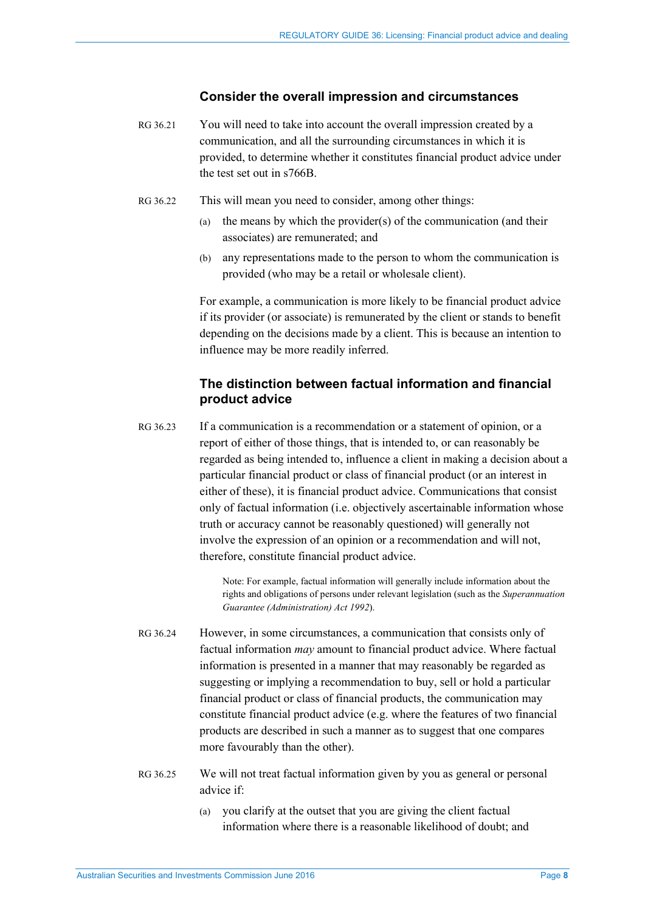### Consider the overall impression and circumstances

RG 36.21 You will need to take into account the overall impression created by a communication, and all the surrounding circumstances in which it is provided, to determine whether it constitutes financial product advice under the test set out in s766B.

RG 36.22 This will mean you need to consider, among other things:

(a) the means by which the provider(s) of the communication (and their associates) are remunerated; and

(b) any representations made to the person to whom the communication is provided (who may be a retail or wholesale client).

For example, a communication is more likely to be financial product advice if its provider (or associate) is remunerated by the client or stands to benefit depending on the decisions made by a client. This is because an intention to influence may be more readily inferred.

### The distinction between factual information and financial product advice

RG 36.23 If a communication is a recommendation or a statement of opinion, or a report of either of those things, that is intended to, or can reasonably be regarded as being intended to, influence a client in making a decision about a particular financial product or class of financial product (or an interest in either of these), it is financial product advice. Communications that consist only of factual information (i.e. objectively ascertainable information whose truth or accuracy cannot be reasonably questioned) will generally not involve the expression of an opinion or a recommendation and will not, therefore, constitute financial product advice.

> Note: For example, factual information will generally include information about the rights and obligations of persons under relevant legislation (such as the *Superannuation Guarantee (Administration) Act 1992*).

RG 36.24 However, in some circumstances, a communication that consists only of factual information *may* amount to financial product advice. Where factual information is presented in a manner that may reasonably be regarded as suggesting or implying a recommendation to buy, sell or hold a particular financial product or class of financial products, the communication may constitute financial product advice (e.g. where the features of two financial products are described in such a manner as to suggest that one compares more favourably than the other).

RG 36.25 We will not treat factual information given by you as general or personal advice if:

(a) you clarify at the outset that you are giving the client factual information where there is a reasonable likelihood of doubt; and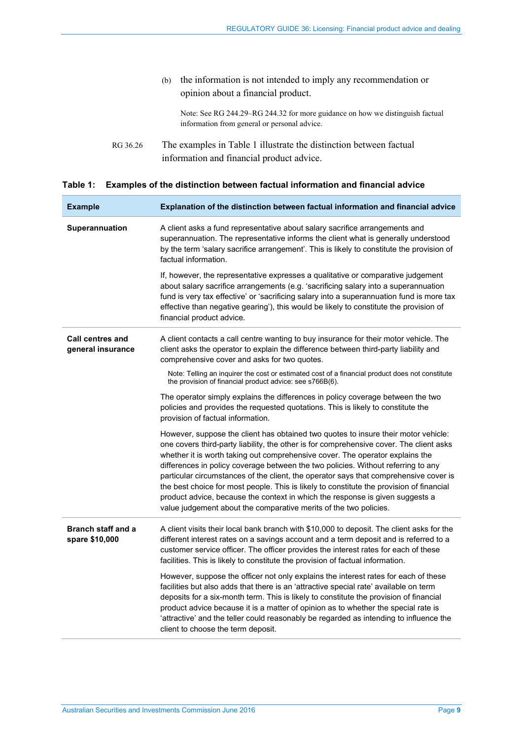(b) the information is not intended to imply any recommendation or opinion about a financial product.

Note: See RG 244.29–RG 244.32 for more guidance on how we distinguish factual information from general or personal advice.

RG 36.26 The examples in Table 1 illustrate the distinction between factual information and financial product advice.

**Table 1: Examples of the distinction between factual information and financial advice**

| Example | Explanation of the distinction between factual information and financial advice |
|---|---|
| **Superannuation** | A client asks a fund representative about salary sacrifice arrangements and superannuation. The representative informs the client what is generally understood by the term 'salary sacrifice arrangement'. This is likely to constitute the provision of factual information.<br><br>If, however, the representative expresses a qualitative or comparative judgement about salary sacrifice arrangements (e.g. 'sacrificing salary into a superannuation fund is very tax effective' or 'sacrificing salary into a superannuation fund is more tax effective than negative gearing'), this would be likely to constitute the provision of financial product advice. |
| **Call centres and general insurance** | A client contacts a call centre wanting to buy insurance for their motor vehicle. The client asks the operator to explain the difference between third-party liability and comprehensive cover and asks for two quotes.<br><br>Note: Telling an inquirer the cost or estimated cost of a financial product does not constitute the provision of financial product advice: see s766B(6).<br><br>The operator simply explains the differences in policy coverage between the two policies and provides the requested quotations. This is likely to constitute the provision of factual information.<br><br>However, suppose the client has obtained two quotes to insure their motor vehicle: one covers third-party liability, the other is for comprehensive cover. The client asks whether it is worth taking out comprehensive cover. The operator explains the differences in policy coverage between the two policies. Without referring to any particular circumstances of the client, the operator says that comprehensive cover is the best choice for most people. This is likely to constitute the provision of financial product advice, because the context in which the response is given suggests a value judgement about the comparative merits of the two policies. |
| **Branch staff and a spare $10,000** | A client visits their local bank branch with $10,000 to deposit. The client asks for the different interest rates on a savings account and a term deposit and is referred to a customer service officer. The officer provides the interest rates for each of these facilities. This is likely to constitute the provision of factual information.<br><br>However, suppose the officer not only explains the interest rates for each of these facilities but also adds that there is an 'attractive special rate' available on term deposits for a six-month term. This is likely to constitute the provision of financial product advice because it is a matter of opinion as to whether the special rate is 'attractive' and the teller could reasonably be regarded as intending to influence the client to choose the term deposit. |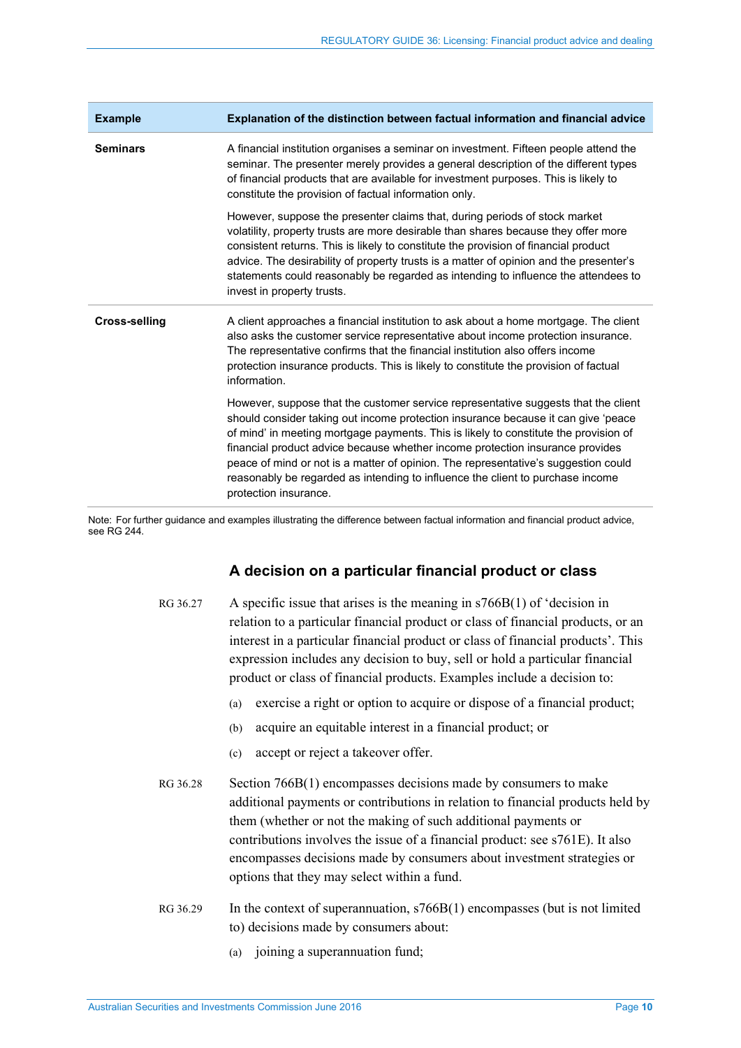| Example | Explanation of the distinction between factual information and financial advice |
| --- | --- |
| **Seminars** | A financial institution organises a seminar on investment. Fifteen people attend the seminar. The presenter merely provides a general description of the different types of financial products that are available for investment purposes. This is likely to constitute the provision of factual information only.<br><br>However, suppose the presenter claims that, during periods of stock market volatility, property trusts are more desirable than shares because they offer more consistent returns. This is likely to constitute the provision of financial product advice. The desirability of property trusts is a matter of opinion and the presenter's statements could reasonably be regarded as intending to influence the attendees to invest in property trusts. |
| **Cross-selling** | A client approaches a financial institution to ask about a home mortgage. The client also asks the customer service representative about income protection insurance. The representative confirms that the financial institution also offers income protection insurance products. This is likely to constitute the provision of factual information.<br><br>However, suppose that the customer service representative suggests that the client should consider taking out income protection insurance because it can give 'peace of mind' in meeting mortgage payments. This is likely to constitute the provision of financial product advice because whether income protection insurance provides peace of mind or not is a matter of opinion. The representative's suggestion could reasonably be regarded as intending to influence the client to purchase income protection insurance. |

Note: For further guidance and examples illustrating the difference between factual information and financial product advice, see RG 244.

## A decision on a particular financial product or class

RG 36.27 A specific issue that arises is the meaning in s766B(1) of 'decision in relation to a particular financial product or class of financial products, or an interest in a particular financial product or class of financial products'. This expression includes any decision to buy, sell or hold a particular financial product or class of financial products. Examples include a decision to:

(a) exercise a right or option to acquire or dispose of a financial product;

(b) acquire an equitable interest in a financial product; or

(c) accept or reject a takeover offer.

RG 36.28 Section 766B(1) encompasses decisions made by consumers to make additional payments or contributions in relation to financial products held by them (whether or not the making of such additional payments or contributions involves the issue of a financial product: see s761E). It also encompasses decisions made by consumers about investment strategies or options that they may select within a fund.

RG 36.29 In the context of superannuation, s766B(1) encompasses (but is not limited to) decisions made by consumers about:

(a) joining a superannuation fund;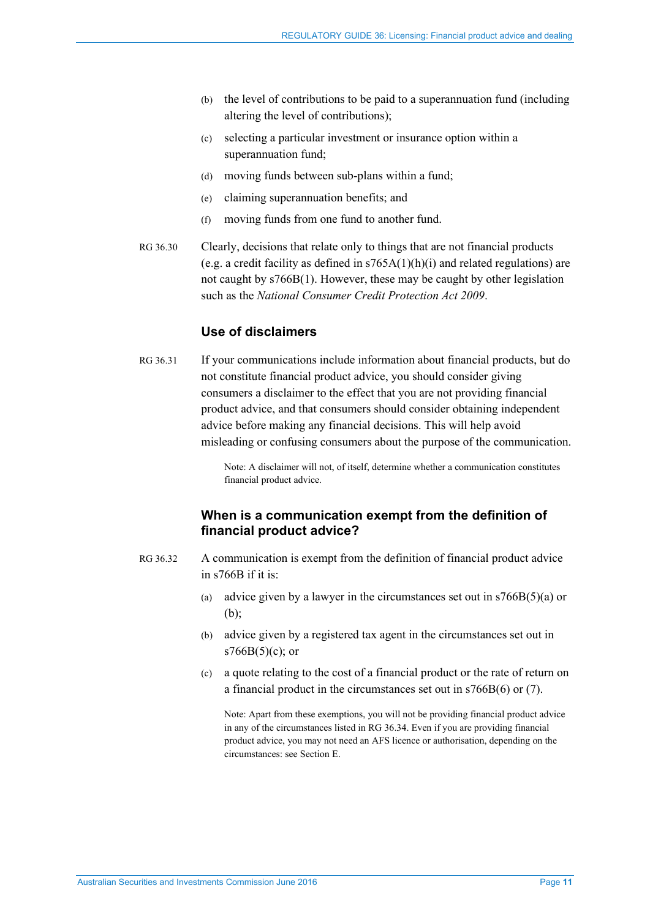(b) the level of contributions to be paid to a superannuation fund (including altering the level of contributions);

(c) selecting a particular investment or insurance option within a superannuation fund;

(d) moving funds between sub-plans within a fund;

(e) claiming superannuation benefits; and

(f) moving funds from one fund to another fund.

RG 36.30 Clearly, decisions that relate only to things that are not financial products (e.g. a credit facility as defined in s765A(1)(h)(i) and related regulations) are not caught by s766B(1). However, these may be caught by other legislation such as the *National Consumer Credit Protection Act 2009*.

### Use of disclaimers

RG 36.31 If your communications include information about financial products, but do not constitute financial product advice, you should consider giving consumers a disclaimer to the effect that you are not providing financial product advice, and that consumers should consider obtaining independent advice before making any financial decisions. This will help avoid misleading or confusing consumers about the purpose of the communication.

Note: A disclaimer will not, of itself, determine whether a communication constitutes financial product advice.

### When is a communication exempt from the definition of financial product advice?

RG 36.32 A communication is exempt from the definition of financial product advice in s766B if it is:

(a) advice given by a lawyer in the circumstances set out in s766B(5)(a) or (b);

(b) advice given by a registered tax agent in the circumstances set out in s766B(5)(c); or

(c) a quote relating to the cost of a financial product or the rate of return on a financial product in the circumstances set out in s766B(6) or (7).

Note: Apart from these exemptions, you will not be providing financial product advice in any of the circumstances listed in RG 36.34. Even if you are providing financial product advice, you may not need an AFS licence or authorisation, depending on the circumstances: see Section E.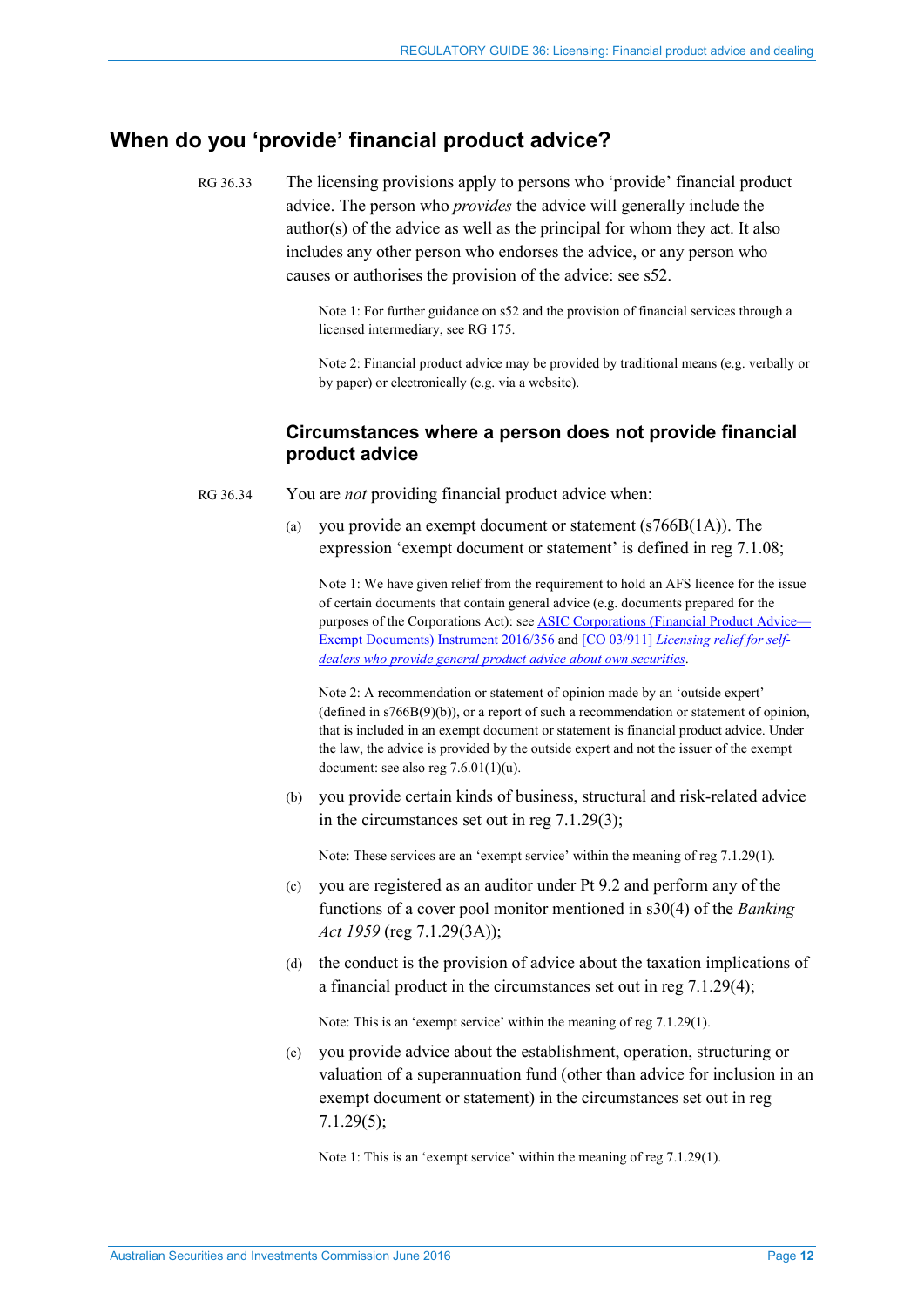## When do you 'provide' financial product advice?

RG 36.33 The licensing provisions apply to persons who 'provide' financial product advice. The person who *provides* the advice will generally include the author(s) of the advice as well as the principal for whom they act. It also includes any other person who endorses the advice, or any person who causes or authorises the provision of the advice: see s52.

> Note 1: For further guidance on s52 and the provision of financial services through a licensed intermediary, see RG 175.
>
> Note 2: Financial product advice may be provided by traditional means (e.g. verbally or by paper) or electronically (e.g. via a website).

### Circumstances where a person does not provide financial product advice

RG 36.34 You are *not* providing financial product advice when:

(a) you provide an exempt document or statement (s766B(1A)). The expression 'exempt document or statement' is defined in reg 7.1.08;

> Note 1: We have given relief from the requirement to hold an AFS licence for the issue of certain documents that contain general advice (e.g. documents prepared for the purposes of the Corporations Act): see [ASIC Corporations (Financial Product Advice—Exempt Documents) Instrument 2016/356](#) and [[CO 03/911] *Licensing relief for self-dealers who provide general product advice about own securities*](#).
>
> Note 2: A recommendation or statement of opinion made by an 'outside expert' (defined in s766B(9)(b)), or a report of such a recommendation or statement of opinion, that is included in an exempt document or statement is financial product advice. Under the law, the advice is provided by the outside expert and not the issuer of the exempt document: see also reg 7.6.01(1)(u).

(b) you provide certain kinds of business, structural and risk-related advice in the circumstances set out in reg 7.1.29(3);

> Note: These services are an 'exempt service' within the meaning of reg 7.1.29(1).

(c) you are registered as an auditor under Pt 9.2 and perform any of the functions of a cover pool monitor mentioned in s30(4) of the *Banking Act 1959* (reg 7.1.29(3A));

(d) the conduct is the provision of advice about the taxation implications of a financial product in the circumstances set out in reg 7.1.29(4);

> Note: This is an 'exempt service' within the meaning of reg 7.1.29(1).

(e) you provide advice about the establishment, operation, structuring or valuation of a superannuation fund (other than advice for inclusion in an exempt document or statement) in the circumstances set out in reg 7.1.29(5);

> Note 1: This is an 'exempt service' within the meaning of reg 7.1.29(1).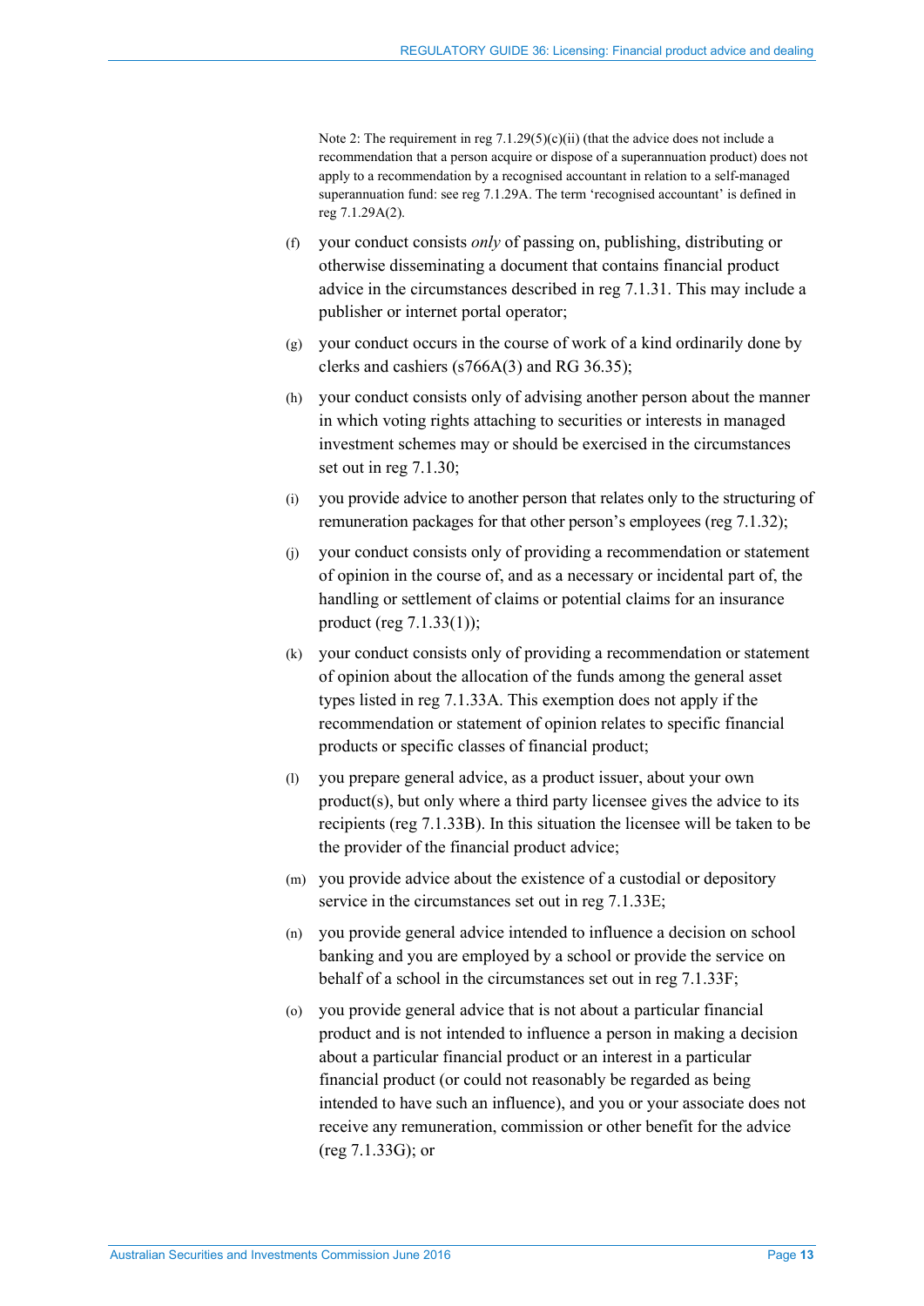Note 2: The requirement in reg 7.1.29(5)(c)(ii) (that the advice does not include a recommendation that a person acquire or dispose of a superannuation product) does not apply to a recommendation by a recognised accountant in relation to a self-managed superannuation fund: see reg 7.1.29A. The term 'recognised accountant' is defined in reg 7.1.29A(2).

(f) your conduct consists *only* of passing on, publishing, distributing or otherwise disseminating a document that contains financial product advice in the circumstances described in reg 7.1.31. This may include a publisher or internet portal operator;

(g) your conduct occurs in the course of work of a kind ordinarily done by clerks and cashiers (s766A(3) and RG 36.35);

(h) your conduct consists only of advising another person about the manner in which voting rights attaching to securities or interests in managed investment schemes may or should be exercised in the circumstances set out in reg 7.1.30;

(i) you provide advice to another person that relates only to the structuring of remuneration packages for that other person's employees (reg 7.1.32);

(j) your conduct consists only of providing a recommendation or statement of opinion in the course of, and as a necessary or incidental part of, the handling or settlement of claims or potential claims for an insurance product (reg 7.1.33(1));

(k) your conduct consists only of providing a recommendation or statement of opinion about the allocation of the funds among the general asset types listed in reg 7.1.33A. This exemption does not apply if the recommendation or statement of opinion relates to specific financial products or specific classes of financial product;

(l) you prepare general advice, as a product issuer, about your own product(s), but only where a third party licensee gives the advice to its recipients (reg 7.1.33B). In this situation the licensee will be taken to be the provider of the financial product advice;

(m) you provide advice about the existence of a custodial or depository service in the circumstances set out in reg 7.1.33E;

(n) you provide general advice intended to influence a decision on school banking and you are employed by a school or provide the service on behalf of a school in the circumstances set out in reg 7.1.33F;

(o) you provide general advice that is not about a particular financial product and is not intended to influence a person in making a decision about a particular financial product or an interest in a particular financial product (or could not reasonably be regarded as being intended to have such an influence), and you or your associate does not receive any remuneration, commission or other benefit for the advice (reg 7.1.33G); or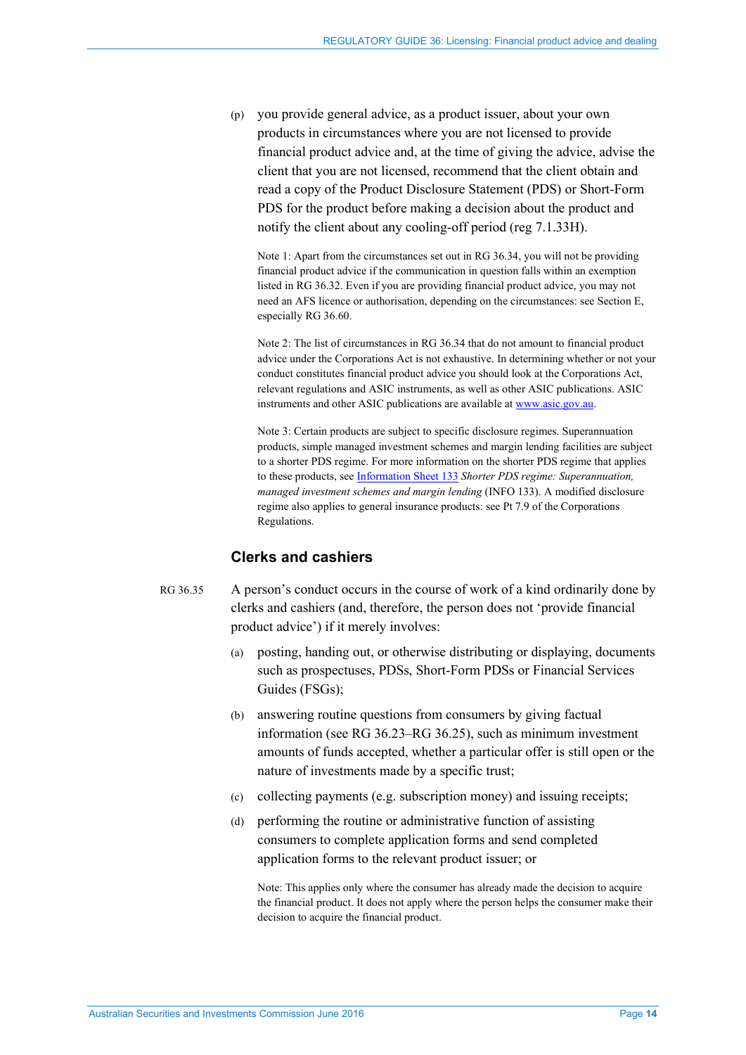(p) you provide general advice, as a product issuer, about your own products in circumstances where you are not licensed to provide financial product advice and, at the time of giving the advice, advise the client that you are not licensed, recommend that the client obtain and read a copy of the Product Disclosure Statement (PDS) or Short-Form PDS for the product before making a decision about the product and notify the client about any cooling-off period (reg 7.1.33H).

Note 1: Apart from the circumstances set out in RG 36.34, you will not be providing financial product advice if the communication in question falls within an exemption listed in RG 36.32. Even if you are providing financial product advice, you may not need an AFS licence or authorisation, depending on the circumstances: see Section E, especially RG 36.60.

Note 2: The list of circumstances in RG 36.34 that do not amount to financial product advice under the Corporations Act is not exhaustive. In determining whether or not your conduct constitutes financial product advice you should look at the Corporations Act, relevant regulations and ASIC instruments, as well as other ASIC publications. ASIC instruments and other ASIC publications are available at www.asic.gov.au.

Note 3: Certain products are subject to specific disclosure regimes. Superannuation products, simple managed investment schemes and margin lending facilities are subject to a shorter PDS regime. For more information on the shorter PDS regime that applies to these products, see Information Sheet 133 *Shorter PDS regime: Superannuation, managed investment schemes and margin lending* (INFO 133). A modified disclosure regime also applies to general insurance products: see Pt 7.9 of the Corporations Regulations.

### Clerks and cashiers

RG 36.35 A person's conduct occurs in the course of work of a kind ordinarily done by clerks and cashiers (and, therefore, the person does not 'provide financial product advice') if it merely involves:

(a) posting, handing out, or otherwise distributing or displaying, documents such as prospectuses, PDSs, Short-Form PDSs or Financial Services Guides (FSGs);

(b) answering routine questions from consumers by giving factual information (see RG 36.23–RG 36.25), such as minimum investment amounts of funds accepted, whether a particular offer is still open or the nature of investments made by a specific trust;

(c) collecting payments (e.g. subscription money) and issuing receipts;

(d) performing the routine or administrative function of assisting consumers to complete application forms and send completed application forms to the relevant product issuer; or

Note: This applies only where the consumer has already made the decision to acquire the financial product. It does not apply where the person helps the consumer make their decision to acquire the financial product.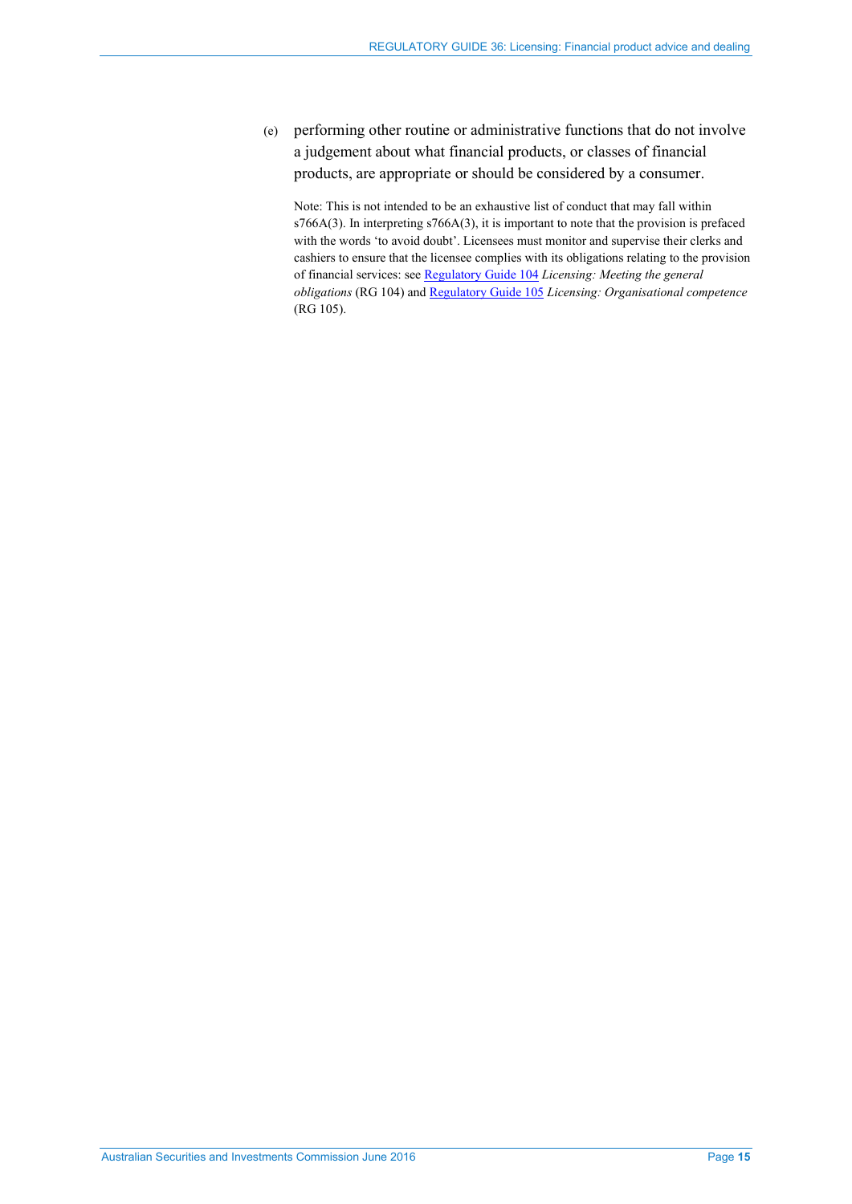(e) performing other routine or administrative functions that do not involve a judgement about what financial products, or classes of financial products, are appropriate or should be considered by a consumer.

Note: This is not intended to be an exhaustive list of conduct that may fall within s766A(3). In interpreting s766A(3), it is important to note that the provision is prefaced with the words 'to avoid doubt'. Licensees must monitor and supervise their clerks and cashiers to ensure that the licensee complies with its obligations relating to the provision of financial services: see Regulatory Guide 104 *Licensing: Meeting the general obligations* (RG 104) and Regulatory Guide 105 *Licensing: Organisational competence* (RG 105).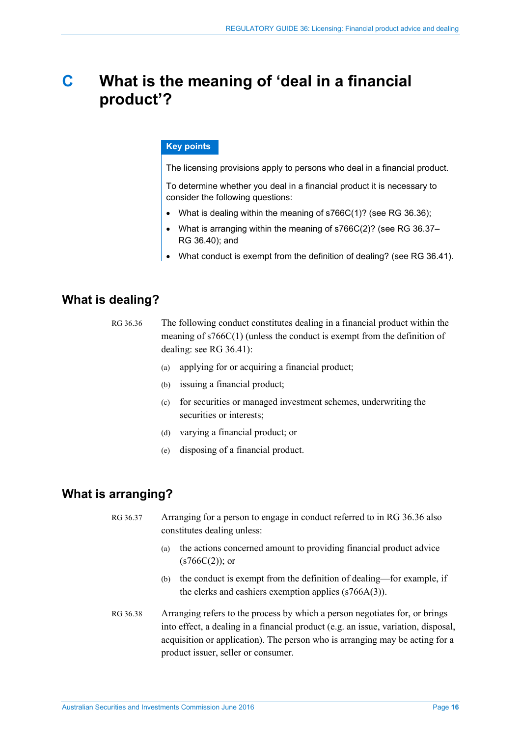# C What is the meaning of 'deal in a financial product'?

**Key points**

The licensing provisions apply to persons who deal in a financial product.

To determine whether you deal in a financial product it is necessary to consider the following questions:

- What is dealing within the meaning of s766C(1)? (see RG 36.36);
- What is arranging within the meaning of s766C(2)? (see RG 36.37–RG 36.40); and
- What conduct is exempt from the definition of dealing? (see RG 36.41).

## What is dealing?

RG 36.36 The following conduct constitutes dealing in a financial product within the meaning of s766C(1) (unless the conduct is exempt from the definition of dealing: see RG 36.41):

(a) applying for or acquiring a financial product;

(b) issuing a financial product;

(c) for securities or managed investment schemes, underwriting the securities or interests;

(d) varying a financial product; or

(e) disposing of a financial product.

## What is arranging?

RG 36.37 Arranging for a person to engage in conduct referred to in RG 36.36 also constitutes dealing unless:

(a) the actions concerned amount to providing financial product advice (s766C(2)); or

(b) the conduct is exempt from the definition of dealing—for example, if the clerks and cashiers exemption applies (s766A(3)).

RG 36.38 Arranging refers to the process by which a person negotiates for, or brings into effect, a dealing in a financial product (e.g. an issue, variation, disposal, acquisition or application). The person who is arranging may be acting for a product issuer, seller or consumer.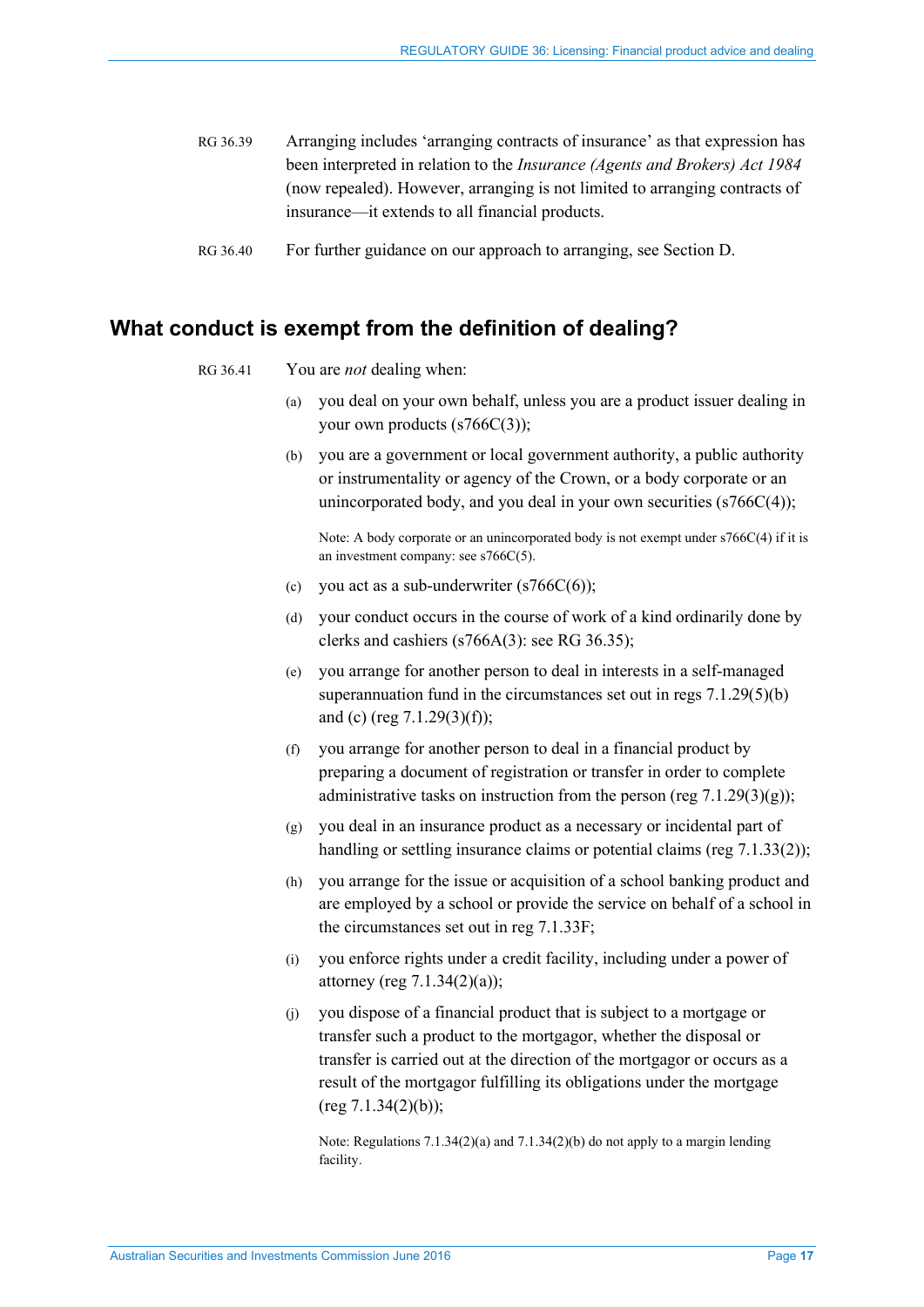RG 36.39 Arranging includes 'arranging contracts of insurance' as that expression has been interpreted in relation to the *Insurance (Agents and Brokers) Act 1984* (now repealed). However, arranging is not limited to arranging contracts of insurance—it extends to all financial products.

RG 36.40 For further guidance on our approach to arranging, see Section D.

## What conduct is exempt from the definition of dealing?

RG 36.41 You are *not* dealing when:

(a) you deal on your own behalf, unless you are a product issuer dealing in your own products (s766C(3));

(b) you are a government or local government authority, a public authority or instrumentality or agency of the Crown, or a body corporate or an unincorporated body, and you deal in your own securities (s766C(4));

Note: A body corporate or an unincorporated body is not exempt under s766C(4) if it is an investment company: see s766C(5).

(c) you act as a sub-underwriter (s766C(6));

(d) your conduct occurs in the course of work of a kind ordinarily done by clerks and cashiers (s766A(3): see RG 36.35);

(e) you arrange for another person to deal in interests in a self-managed superannuation fund in the circumstances set out in regs 7.1.29(5)(b) and (c) (reg 7.1.29(3)(f));

(f) you arrange for another person to deal in a financial product by preparing a document of registration or transfer in order to complete administrative tasks on instruction from the person (reg 7.1.29(3)(g));

(g) you deal in an insurance product as a necessary or incidental part of handling or settling insurance claims or potential claims (reg 7.1.33(2));

(h) you arrange for the issue or acquisition of a school banking product and are employed by a school or provide the service on behalf of a school in the circumstances set out in reg 7.1.33F;

(i) you enforce rights under a credit facility, including under a power of attorney (reg 7.1.34(2)(a));

(j) you dispose of a financial product that is subject to a mortgage or transfer such a product to the mortgagor, whether the disposal or transfer is carried out at the direction of the mortgagor or occurs as a result of the mortgagor fulfilling its obligations under the mortgage (reg 7.1.34(2)(b));

Note: Regulations 7.1.34(2)(a) and 7.1.34(2)(b) do not apply to a margin lending facility.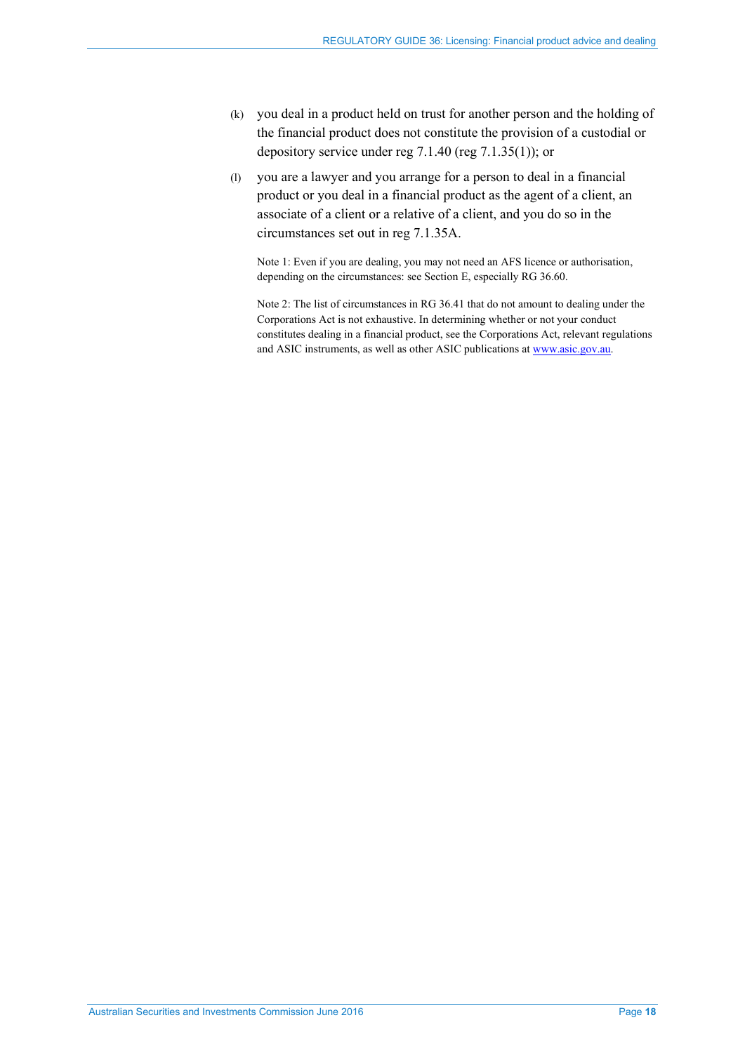(k) you deal in a product held on trust for another person and the holding of the financial product does not constitute the provision of a custodial or depository service under reg 7.1.40 (reg 7.1.35(1)); or

(l) you are a lawyer and you arrange for a person to deal in a financial product or you deal in a financial product as the agent of a client, an associate of a client or a relative of a client, and you do so in the circumstances set out in reg 7.1.35A.

Note 1: Even if you are dealing, you may not need an AFS licence or authorisation, depending on the circumstances: see Section E, especially RG 36.60.

Note 2: The list of circumstances in RG 36.41 that do not amount to dealing under the Corporations Act is not exhaustive. In determining whether or not your conduct constitutes dealing in a financial product, see the Corporations Act, relevant regulations and ASIC instruments, as well as other ASIC publications at www.asic.gov.au.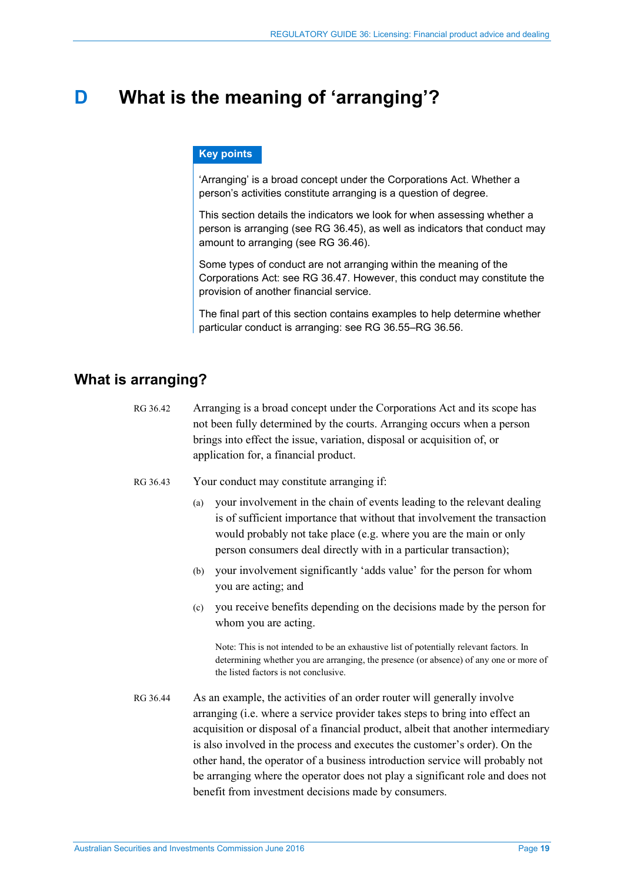# D What is the meaning of 'arranging'?

**Key points**

'Arranging' is a broad concept under the Corporations Act. Whether a person's activities constitute arranging is a question of degree.

This section details the indicators we look for when assessing whether a person is arranging (see RG 36.45), as well as indicators that conduct may amount to arranging (see RG 36.46).

Some types of conduct are not arranging within the meaning of the Corporations Act: see RG 36.47. However, this conduct may constitute the provision of another financial service.

The final part of this section contains examples to help determine whether particular conduct is arranging: see RG 36.55–RG 36.56.

## What is arranging?

RG 36.42 Arranging is a broad concept under the Corporations Act and its scope has not been fully determined by the courts. Arranging occurs when a person brings into effect the issue, variation, disposal or acquisition of, or application for, a financial product.

RG 36.43 Your conduct may constitute arranging if:

(a) your involvement in the chain of events leading to the relevant dealing is of sufficient importance that without that involvement the transaction would probably not take place (e.g. where you are the main or only person consumers deal directly with in a particular transaction);

(b) your involvement significantly 'adds value' for the person for whom you are acting; and

(c) you receive benefits depending on the decisions made by the person for whom you are acting.

Note: This is not intended to be an exhaustive list of potentially relevant factors. In determining whether you are arranging, the presence (or absence) of any one or more of the listed factors is not conclusive.

RG 36.44 As an example, the activities of an order router will generally involve arranging (i.e. where a service provider takes steps to bring into effect an acquisition or disposal of a financial product, albeit that another intermediary is also involved in the process and executes the customer's order). On the other hand, the operator of a business introduction service will probably not be arranging where the operator does not play a significant role and does not benefit from investment decisions made by consumers.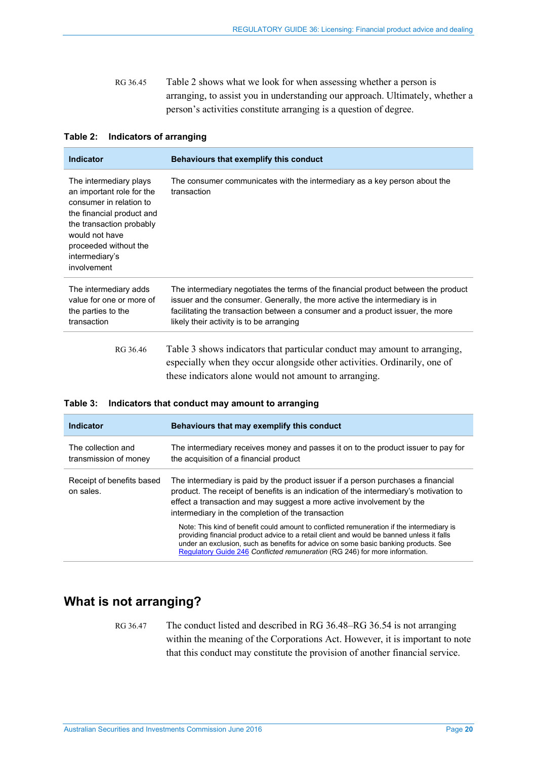RG 36.45 Table 2 shows what we look for when assessing whether a person is arranging, to assist you in understanding our approach. Ultimately, whether a person's activities constitute arranging is a question of degree.

**Table 2: Indicators of arranging**

| Indicator | Behaviours that exemplify this conduct |
|---|---|
| The intermediary plays an important role for the consumer in relation to the financial product and the transaction probably would not have proceeded without the intermediary's involvement | The consumer communicates with the intermediary as a key person about the transaction |
| The intermediary adds value for one or more of the parties to the transaction | The intermediary negotiates the terms of the financial product between the product issuer and the consumer. Generally, the more active the intermediary is in facilitating the transaction between a consumer and a product issuer, the more likely their activity is to be arranging |

RG 36.46 Table 3 shows indicators that particular conduct may amount to arranging, especially when they occur alongside other activities. Ordinarily, one of these indicators alone would not amount to arranging.

**Table 3: Indicators that conduct may amount to arranging**

| Indicator | Behaviours that may exemplify this conduct |
|---|---|
| The collection and transmission of money | The intermediary receives money and passes it on to the product issuer to pay for the acquisition of a financial product |
| Receipt of benefits based on sales. | The intermediary is paid by the product issuer if a person purchases a financial product. The receipt of benefits is an indication of the intermediary's motivation to effect a transaction and may suggest a more active involvement by the intermediary in the completion of the transaction<br><br>Note: This kind of benefit could amount to conflicted remuneration if the intermediary is providing financial product advice to a retail client and would be banned unless it falls under an exclusion, such as benefits for advice on some basic banking products. See Regulatory Guide 246 *Conflicted remuneration* (RG 246) for more information. |

## What is not arranging?

RG 36.47 The conduct listed and described in RG 36.48–RG 36.54 is not arranging within the meaning of the Corporations Act. However, it is important to note that this conduct may constitute the provision of another financial service.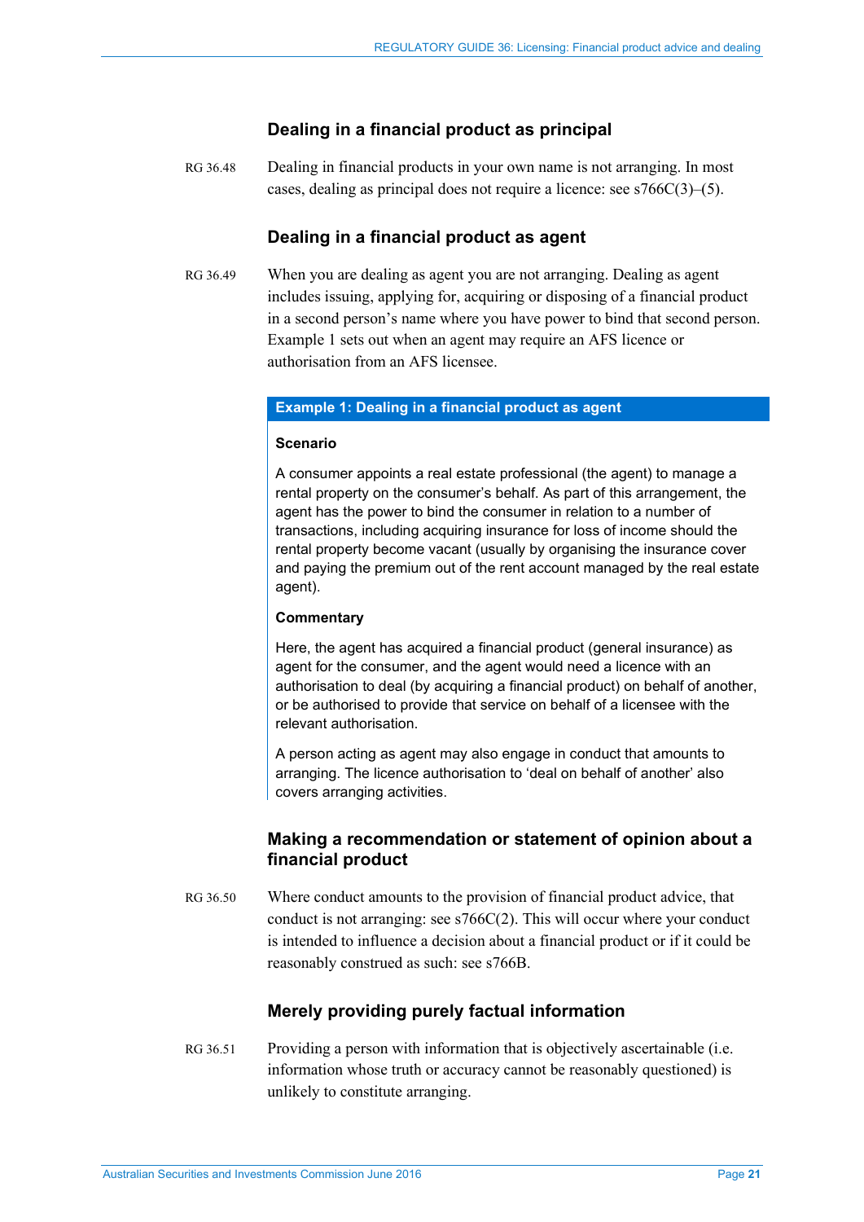### Dealing in a financial product as principal

RG 36.48 Dealing in financial products in your own name is not arranging. In most cases, dealing as principal does not require a licence: see s766C(3)–(5).

### Dealing in a financial product as agent

RG 36.49 When you are dealing as agent you are not arranging. Dealing as agent includes issuing, applying for, acquiring or disposing of a financial product in a second person's name where you have power to bind that second person. Example 1 sets out when an agent may require an AFS licence or authorisation from an AFS licensee.

> **Example 1: Dealing in a financial product as agent**
>
> **Scenario**
>
> A consumer appoints a real estate professional (the agent) to manage a rental property on the consumer's behalf. As part of this arrangement, the agent has the power to bind the consumer in relation to a number of transactions, including acquiring insurance for loss of income should the rental property become vacant (usually by organising the insurance cover and paying the premium out of the rent account managed by the real estate agent).
>
> **Commentary**
>
> Here, the agent has acquired a financial product (general insurance) as agent for the consumer, and the agent would need a licence with an authorisation to deal (by acquiring a financial product) on behalf of another, or be authorised to provide that service on behalf of a licensee with the relevant authorisation.
>
> A person acting as agent may also engage in conduct that amounts to arranging. The licence authorisation to 'deal on behalf of another' also covers arranging activities.

### Making a recommendation or statement of opinion about a financial product

RG 36.50 Where conduct amounts to the provision of financial product advice, that conduct is not arranging: see s766C(2). This will occur where your conduct is intended to influence a decision about a financial product or if it could be reasonably construed as such: see s766B.

### Merely providing purely factual information

RG 36.51 Providing a person with information that is objectively ascertainable (i.e. information whose truth or accuracy cannot be reasonably questioned) is unlikely to constitute arranging.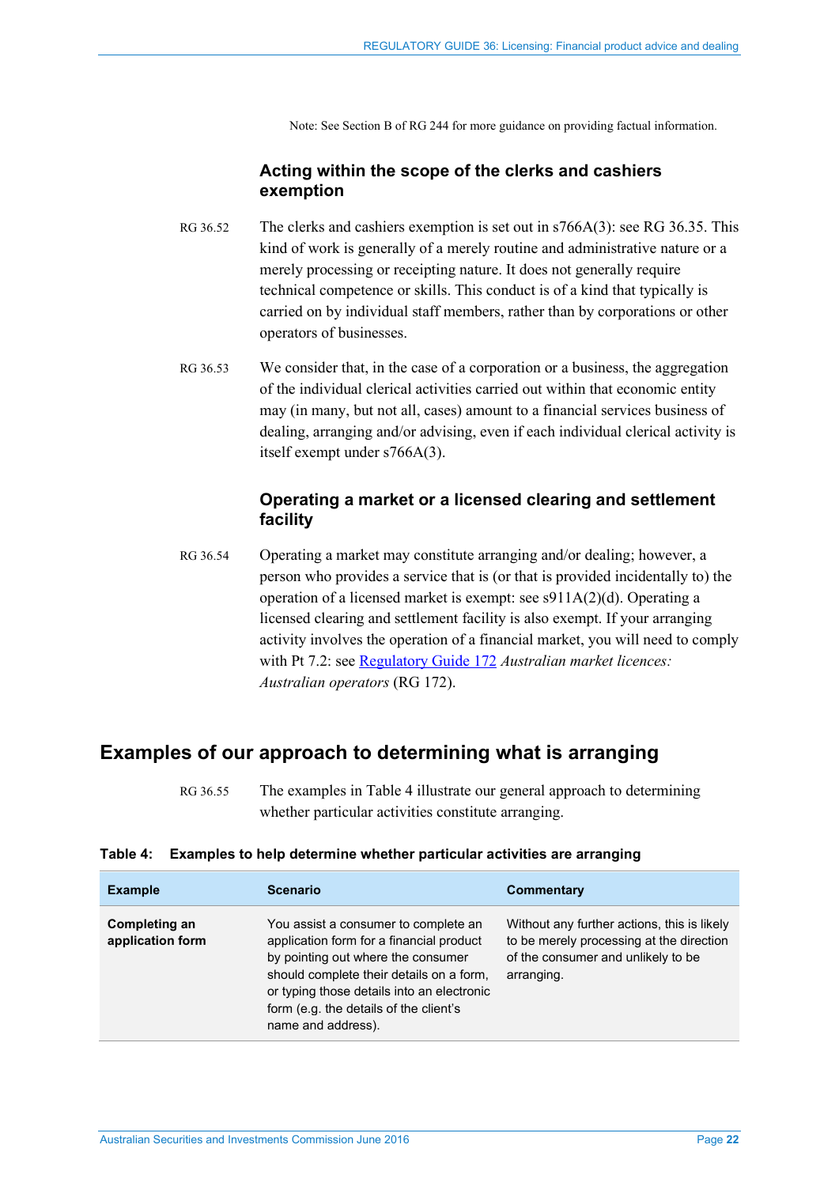Note: See Section B of RG 244 for more guidance on providing factual information.

### Acting within the scope of the clerks and cashiers exemption

RG 36.52 The clerks and cashiers exemption is set out in s766A(3): see RG 36.35. This kind of work is generally of a merely routine and administrative nature or a merely processing or receipting nature. It does not generally require technical competence or skills. This conduct is of a kind that typically is carried on by individual staff members, rather than by corporations or other operators of businesses.

RG 36.53 We consider that, in the case of a corporation or a business, the aggregation of the individual clerical activities carried out within that economic entity may (in many, but not all, cases) amount to a financial services business of dealing, arranging and/or advising, even if each individual clerical activity is itself exempt under s766A(3).

### Operating a market or a licensed clearing and settlement facility

RG 36.54 Operating a market may constitute arranging and/or dealing; however, a person who provides a service that is (or that is provided incidentally to) the operation of a licensed market is exempt: see s911A(2)(d). Operating a licensed clearing and settlement facility is also exempt. If your arranging activity involves the operation of a financial market, you will need to comply with Pt 7.2: see Regulatory Guide 172 *Australian market licences: Australian operators* (RG 172).

## Examples of our approach to determining what is arranging

RG 36.55 The examples in Table 4 illustrate our general approach to determining whether particular activities constitute arranging.

**Table 4: Examples to help determine whether particular activities are arranging**

| Example | Scenario | Commentary |
|---|---|---|
| **Completing an application form** | You assist a consumer to complete an application form for a financial product by pointing out where the consumer should complete their details on a form, or typing those details into an electronic form (e.g. the details of the client's name and address). | Without any further actions, this is likely to be merely processing at the direction of the consumer and unlikely to be arranging. |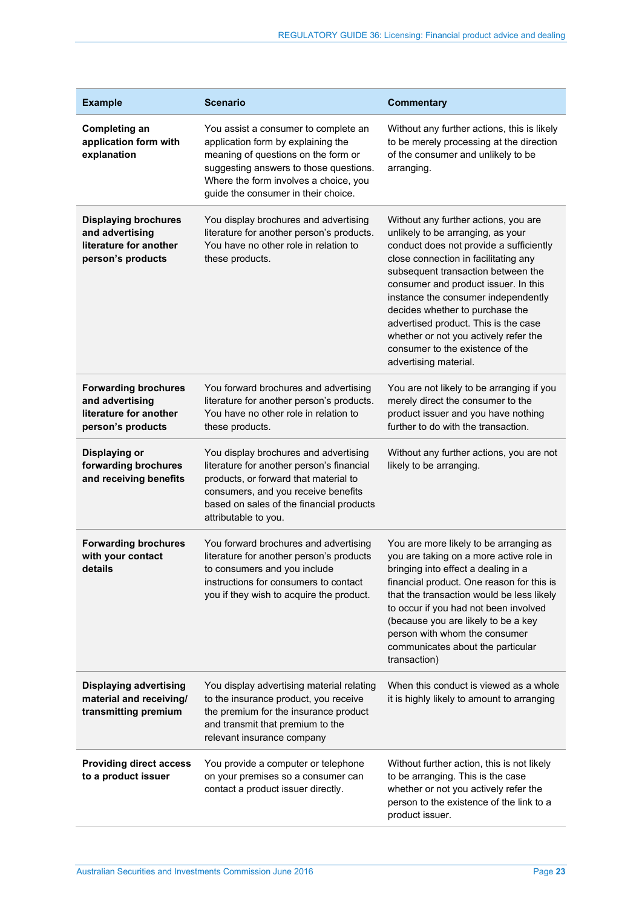| Example | Scenario | Commentary |
|---|---|---|
| **Completing an application form with explanation** | You assist a consumer to complete an application form by explaining the meaning of questions on the form or suggesting answers to those questions. Where the form involves a choice, you guide the consumer in their choice. | Without any further actions, this is likely to be merely processing at the direction of the consumer and unlikely to be arranging. |
| **Displaying brochures and advertising literature for another person's products** | You display brochures and advertising literature for another person's products. You have no other role in relation to these products. | Without any further actions, you are unlikely to be arranging, as your conduct does not provide a sufficiently close connection in facilitating any subsequent transaction between the consumer and product issuer. In this instance the consumer independently decides whether to purchase the advertised product. This is the case whether or not you actively refer the consumer to the existence of the advertising material. |
| **Forwarding brochures and advertising literature for another person's products** | You forward brochures and advertising literature for another person's products. You have no other role in relation to these products. | You are not likely to be arranging if you merely direct the consumer to the product issuer and you have nothing further to do with the transaction. |
| **Displaying or forwarding brochures and receiving benefits** | You display brochures and advertising literature for another person's financial products, or forward that material to consumers, and you receive benefits based on sales of the financial products attributable to you. | Without any further actions, you are not likely to be arranging. |
| **Forwarding brochures with your contact details** | You forward brochures and advertising literature for another person's products to consumers and you include instructions for consumers to contact you if they wish to acquire the product. | You are more likely to be arranging as you are taking on a more active role in bringing into effect a dealing in a financial product. One reason for this is that the transaction would be less likely to occur if you had not been involved (because you are likely to be a key person with whom the consumer communicates about the particular transaction) |
| **Displaying advertising material and receiving/ transmitting premium** | You display advertising material relating to the insurance product, you receive the premium for the insurance product and transmit that premium to the relevant insurance company | When this conduct is viewed as a whole it is highly likely to amount to arranging |
| **Providing direct access to a product issuer** | You provide a computer or telephone on your premises so a consumer can contact a product issuer directly. | Without further action, this is not likely to be arranging. This is the case whether or not you actively refer the person to the existence of the link to a product issuer. |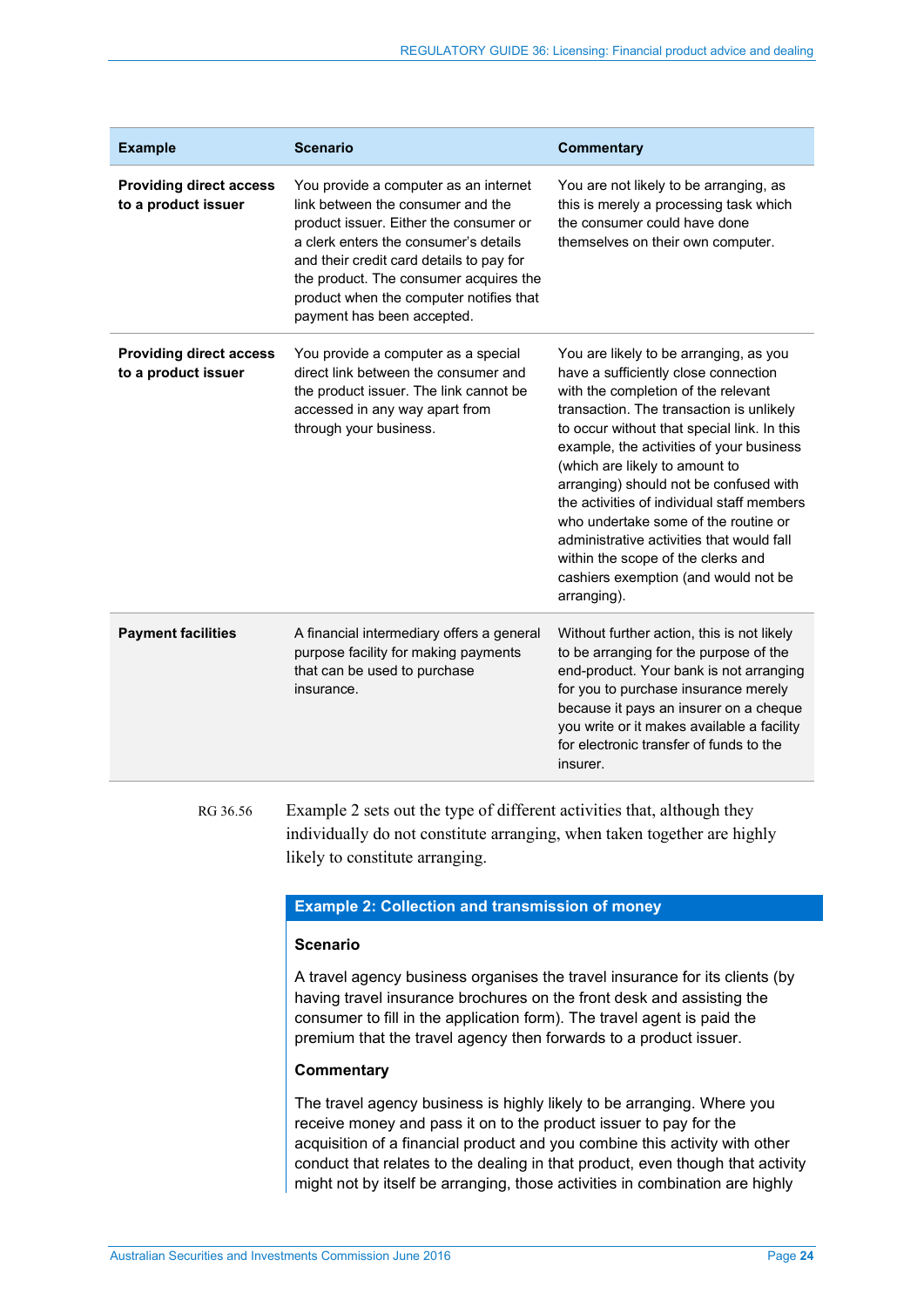| Example | Scenario | Commentary |
| --- | --- | --- |
| **Providing direct access to a product issuer** | You provide a computer as an internet link between the consumer and the product issuer. Either the consumer or a clerk enters the consumer's details and their credit card details to pay for the product. The consumer acquires the product when the computer notifies that payment has been accepted. | You are not likely to be arranging, as this is merely a processing task which the consumer could have done themselves on their own computer. |
| **Providing direct access to a product issuer** | You provide a computer as a special direct link between the consumer and the product issuer. The link cannot be accessed in any way apart from through your business. | You are likely to be arranging, as you have a sufficiently close connection with the completion of the relevant transaction. The transaction is unlikely to occur without that special link. In this example, the activities of your business (which are likely to amount to arranging) should not be confused with the activities of individual staff members who undertake some of the routine or administrative activities that would fall within the scope of the clerks and cashiers exemption (and would not be arranging). |
| **Payment facilities** | A financial intermediary offers a general purpose facility for making payments that can be used to purchase insurance. | Without further action, this is not likely to be arranging for the purpose of the end-product. Your bank is not arranging for you to purchase insurance merely because it pays an insurer on a cheque you write or it makes available a facility for electronic transfer of funds to the insurer. |

RG 36.56 Example 2 sets out the type of different activities that, although they individually do not constitute arranging, when taken together are highly likely to constitute arranging.

**Example 2: Collection and transmission of money**

**Scenario**

A travel agency business organises the travel insurance for its clients (by having travel insurance brochures on the front desk and assisting the consumer to fill in the application form). The travel agent is paid the premium that the travel agency then forwards to a product issuer.

**Commentary**

The travel agency business is highly likely to be arranging. Where you receive money and pass it on to the product issuer to pay for the acquisition of a financial product and you combine this activity with other conduct that relates to the dealing in that product, even though that activity might not by itself be arranging, those activities in combination are highly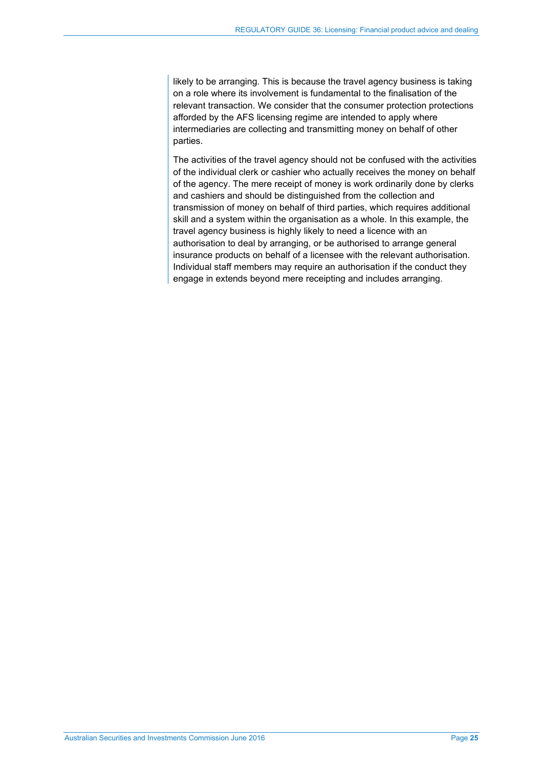likely to be arranging. This is because the travel agency business is taking on a role where its involvement is fundamental to the finalisation of the relevant transaction. We consider that the consumer protection protections afforded by the AFS licensing regime are intended to apply where intermediaries are collecting and transmitting money on behalf of other parties.

The activities of the travel agency should not be confused with the activities of the individual clerk or cashier who actually receives the money on behalf of the agency. The mere receipt of money is work ordinarily done by clerks and cashiers and should be distinguished from the collection and transmission of money on behalf of third parties, which requires additional skill and a system within the organisation as a whole. In this example, the travel agency business is highly likely to need a licence with an authorisation to deal by arranging, or be authorised to arrange general insurance products on behalf of a licensee with the relevant authorisation. Individual staff members may require an authorisation if the conduct they engage in extends beyond mere receipting and includes arranging.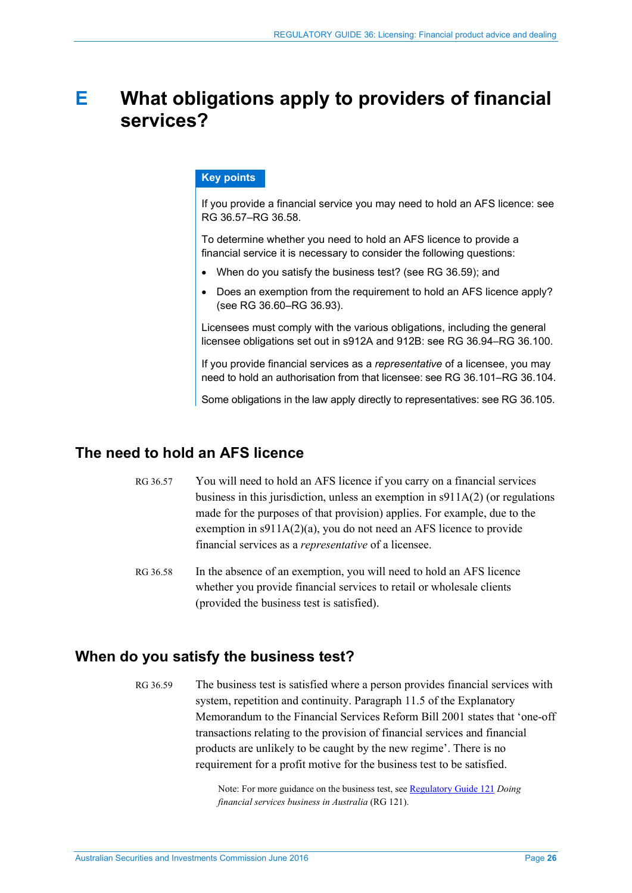# E What obligations apply to providers of financial services?

**Key points**

If you provide a financial service you may need to hold an AFS licence: see RG 36.57–RG 36.58.

To determine whether you need to hold an AFS licence to provide a financial service it is necessary to consider the following questions:

- When do you satisfy the business test? (see RG 36.59); and
- Does an exemption from the requirement to hold an AFS licence apply? (see RG 36.60–RG 36.93).

Licensees must comply with the various obligations, including the general licensee obligations set out in s912A and 912B: see RG 36.94–RG 36.100.

If you provide financial services as a *representative* of a licensee, you may need to hold an authorisation from that licensee: see RG 36.101–RG 36.104.

Some obligations in the law apply directly to representatives: see RG 36.105.

## The need to hold an AFS licence

RG 36.57 You will need to hold an AFS licence if you carry on a financial services business in this jurisdiction, unless an exemption in s911A(2) (or regulations made for the purposes of that provision) applies. For example, due to the exemption in s911A(2)(a), you do not need an AFS licence to provide financial services as a *representative* of a licensee.

RG 36.58 In the absence of an exemption, you will need to hold an AFS licence whether you provide financial services to retail or wholesale clients (provided the business test is satisfied).

## When do you satisfy the business test?

RG 36.59 The business test is satisfied where a person provides financial services with system, repetition and continuity. Paragraph 11.5 of the Explanatory Memorandum to the Financial Services Reform Bill 2001 states that 'one-off transactions relating to the provision of financial services and financial products are unlikely to be caught by the new regime'. There is no requirement for a profit motive for the business test to be satisfied.

Note: For more guidance on the business test, see Regulatory Guide 121 *Doing financial services business in Australia* (RG 121).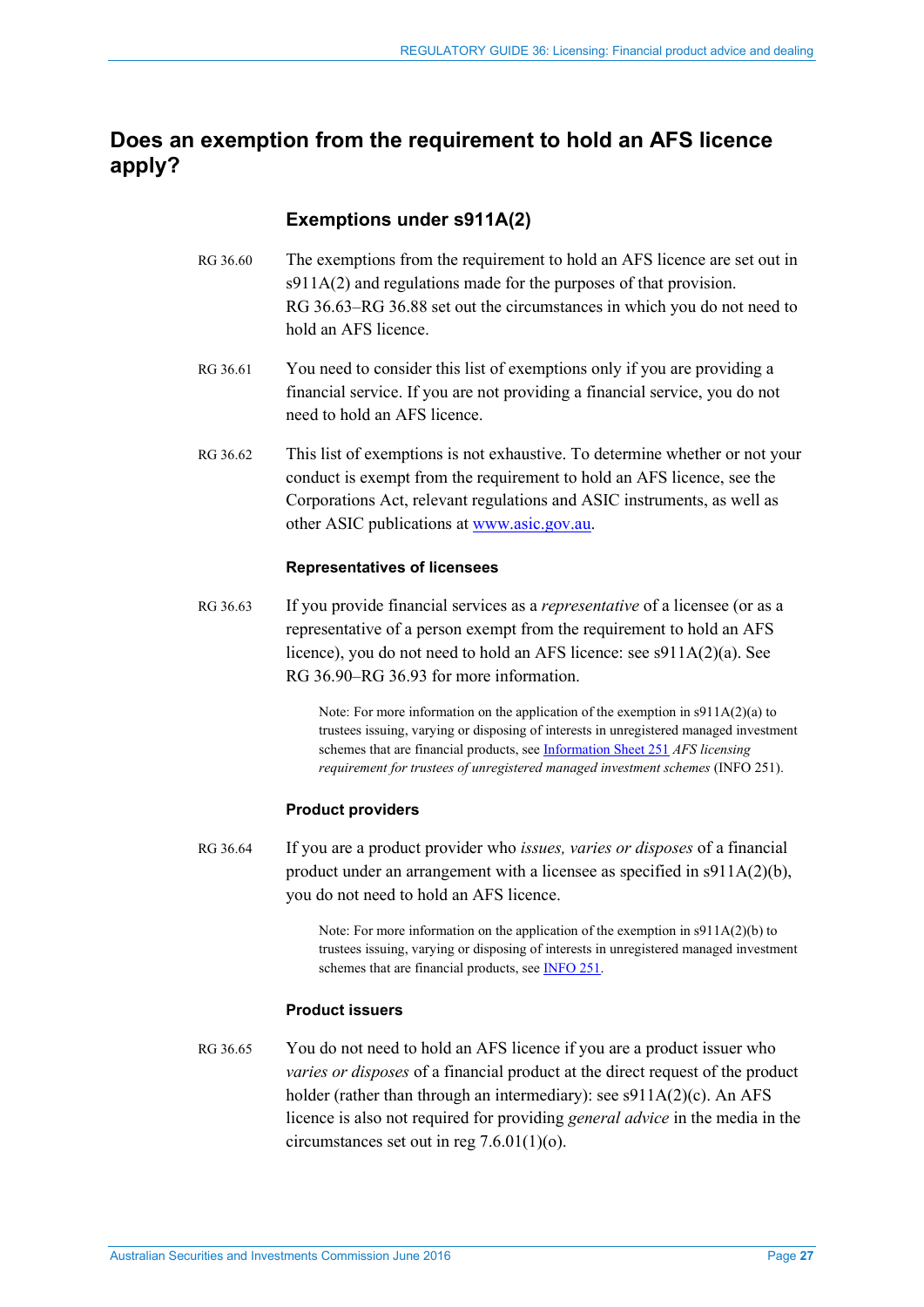## Does an exemption from the requirement to hold an AFS licence apply?

### Exemptions under s911A(2)

RG 36.60 The exemptions from the requirement to hold an AFS licence are set out in s911A(2) and regulations made for the purposes of that provision. RG 36.63–RG 36.88 set out the circumstances in which you do not need to hold an AFS licence.

RG 36.61 You need to consider this list of exemptions only if you are providing a financial service. If you are not providing a financial service, you do not need to hold an AFS licence.

RG 36.62 This list of exemptions is not exhaustive. To determine whether or not your conduct is exempt from the requirement to hold an AFS licence, see the Corporations Act, relevant regulations and ASIC instruments, as well as other ASIC publications at www.asic.gov.au.

#### Representatives of licensees

RG 36.63 If you provide financial services as a *representative* of a licensee (or as a representative of a person exempt from the requirement to hold an AFS licence), you do not need to hold an AFS licence: see s911A(2)(a). See RG 36.90–RG 36.93 for more information.

> Note: For more information on the application of the exemption in s911A(2)(a) to trustees issuing, varying or disposing of interests in unregistered managed investment schemes that are financial products, see Information Sheet 251 *AFS licensing requirement for trustees of unregistered managed investment schemes* (INFO 251).

#### Product providers

RG 36.64 If you are a product provider who *issues, varies or disposes* of a financial product under an arrangement with a licensee as specified in s911A(2)(b), you do not need to hold an AFS licence.

> Note: For more information on the application of the exemption in s911A(2)(b) to trustees issuing, varying or disposing of interests in unregistered managed investment schemes that are financial products, see INFO 251.

#### Product issuers

RG 36.65 You do not need to hold an AFS licence if you are a product issuer who *varies or disposes* of a financial product at the direct request of the product holder (rather than through an intermediary): see s911A(2)(c). An AFS licence is also not required for providing *general advice* in the media in the circumstances set out in reg 7.6.01(1)(o).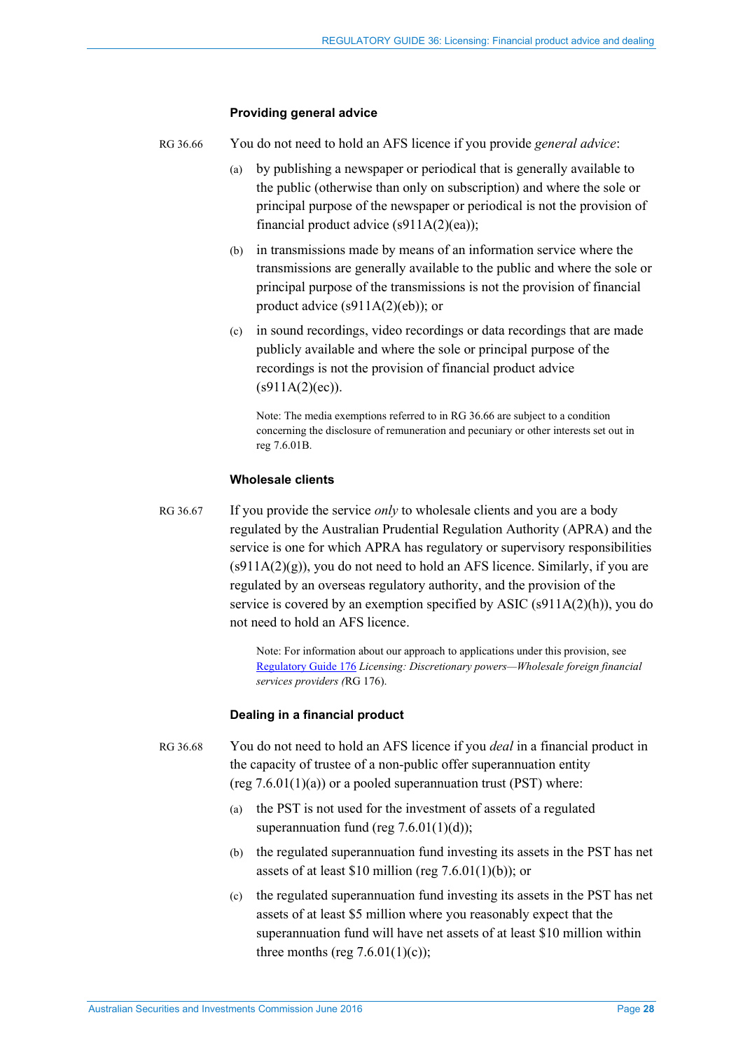### Providing general advice

RG 36.66 You do not need to hold an AFS licence if you provide *general advice*:

(a) by publishing a newspaper or periodical that is generally available to the public (otherwise than only on subscription) and where the sole or principal purpose of the newspaper or periodical is not the provision of financial product advice (s911A(2)(ea));

(b) in transmissions made by means of an information service where the transmissions are generally available to the public and where the sole or principal purpose of the transmissions is not the provision of financial product advice (s911A(2)(eb)); or

(c) in sound recordings, video recordings or data recordings that are made publicly available and where the sole or principal purpose of the recordings is not the provision of financial product advice (s911A(2)(ec)).

Note: The media exemptions referred to in RG 36.66 are subject to a condition concerning the disclosure of remuneration and pecuniary or other interests set out in reg 7.6.01B.

### Wholesale clients

RG 36.67 If you provide the service *only* to wholesale clients and you are a body regulated by the Australian Prudential Regulation Authority (APRA) and the service is one for which APRA has regulatory or supervisory responsibilities (s911A(2)(g)), you do not need to hold an AFS licence. Similarly, if you are regulated by an overseas regulatory authority, and the provision of the service is covered by an exemption specified by ASIC (s911A(2)(h)), you do not need to hold an AFS licence.

Note: For information about our approach to applications under this provision, see Regulatory Guide 176 *Licensing: Discretionary powers—Wholesale foreign financial services providers (*RG 176).

### Dealing in a financial product

RG 36.68 You do not need to hold an AFS licence if you *deal* in a financial product in the capacity of trustee of a non-public offer superannuation entity (reg 7.6.01(1)(a)) or a pooled superannuation trust (PST) where:

(a) the PST is not used for the investment of assets of a regulated superannuation fund (reg 7.6.01(1)(d));

(b) the regulated superannuation fund investing its assets in the PST has net assets of at least $10 million (reg 7.6.01(1)(b)); or

(c) the regulated superannuation fund investing its assets in the PST has net assets of at least $5 million where you reasonably expect that the superannuation fund will have net assets of at least $10 million within three months (reg 7.6.01(1)(c));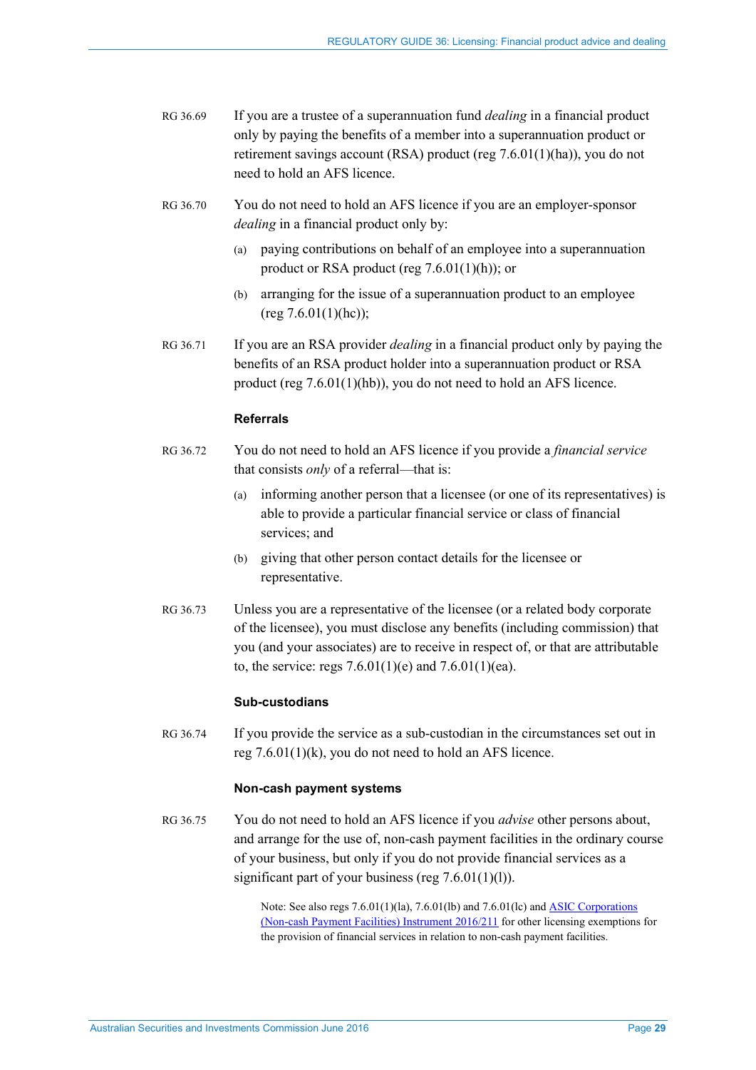RG 36.69 If you are a trustee of a superannuation fund *dealing* in a financial product only by paying the benefits of a member into a superannuation product or retirement savings account (RSA) product (reg 7.6.01(1)(ha)), you do not need to hold an AFS licence.

RG 36.70 You do not need to hold an AFS licence if you are an employer-sponsor *dealing* in a financial product only by:

(a) paying contributions on behalf of an employee into a superannuation product or RSA product (reg 7.6.01(1)(h)); or

(b) arranging for the issue of a superannuation product to an employee (reg 7.6.01(1)(hc));

RG 36.71 If you are an RSA provider *dealing* in a financial product only by paying the benefits of an RSA product holder into a superannuation product or RSA product (reg 7.6.01(1)(hb)), you do not need to hold an AFS licence.

#### Referrals

RG 36.72 You do not need to hold an AFS licence if you provide a *financial service* that consists *only* of a referral—that is:

(a) informing another person that a licensee (or one of its representatives) is able to provide a particular financial service or class of financial services; and

(b) giving that other person contact details for the licensee or representative.

RG 36.73 Unless you are a representative of the licensee (or a related body corporate of the licensee), you must disclose any benefits (including commission) that you (and your associates) are to receive in respect of, or that are attributable to, the service: regs 7.6.01(1)(e) and 7.6.01(1)(ea).

#### Sub-custodians

RG 36.74 If you provide the service as a sub-custodian in the circumstances set out in reg 7.6.01(1)(k), you do not need to hold an AFS licence.

#### Non-cash payment systems

RG 36.75 You do not need to hold an AFS licence if you *advise* other persons about, and arrange for the use of, non-cash payment facilities in the ordinary course of your business, but only if you do not provide financial services as a significant part of your business (reg 7.6.01(1)(l)).

Note: See also regs 7.6.01(1)(la), 7.6.01(lb) and 7.6.01(lc) and ASIC Corporations (Non-cash Payment Facilities) Instrument 2016/211 for other licensing exemptions for the provision of financial services in relation to non-cash payment facilities.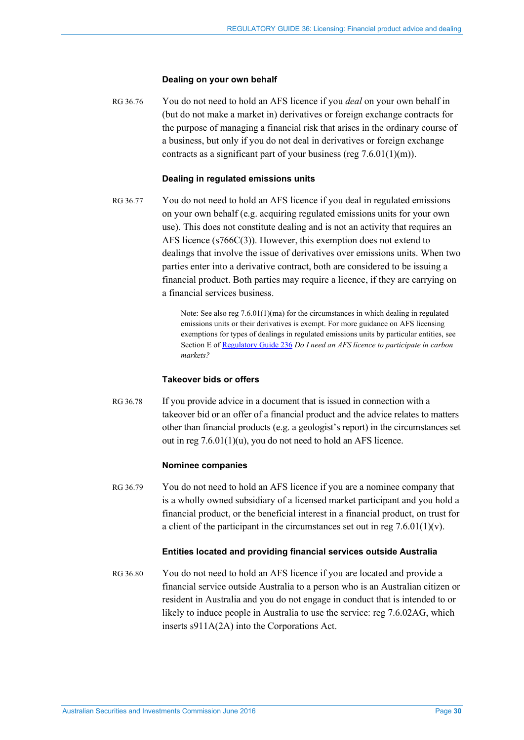### Dealing on your own behalf

RG 36.76 You do not need to hold an AFS licence if you *deal* on your own behalf in (but do not make a market in) derivatives or foreign exchange contracts for the purpose of managing a financial risk that arises in the ordinary course of a business, but only if you do not deal in derivatives or foreign exchange contracts as a significant part of your business (reg 7.6.01(1)(m)).

### Dealing in regulated emissions units

RG 36.77 You do not need to hold an AFS licence if you deal in regulated emissions on your own behalf (e.g. acquiring regulated emissions units for your own use). This does not constitute dealing and is not an activity that requires an AFS licence (s766C(3)). However, this exemption does not extend to dealings that involve the issue of derivatives over emissions units. When two parties enter into a derivative contract, both are considered to be issuing a financial product. Both parties may require a licence, if they are carrying on a financial services business.

> Note: See also reg 7.6.01(1)(ma) for the circumstances in which dealing in regulated emissions units or their derivatives is exempt. For more guidance on AFS licensing exemptions for types of dealings in regulated emissions units by particular entities, see Section E of Regulatory Guide 236 *Do I need an AFS licence to participate in carbon markets?*

### Takeover bids or offers

RG 36.78 If you provide advice in a document that is issued in connection with a takeover bid or an offer of a financial product and the advice relates to matters other than financial products (e.g. a geologist's report) in the circumstances set out in reg 7.6.01(1)(u), you do not need to hold an AFS licence.

### Nominee companies

RG 36.79 You do not need to hold an AFS licence if you are a nominee company that is a wholly owned subsidiary of a licensed market participant and you hold a financial product, or the beneficial interest in a financial product, on trust for a client of the participant in the circumstances set out in reg 7.6.01(1)(v).

### Entities located and providing financial services outside Australia

RG 36.80 You do not need to hold an AFS licence if you are located and provide a financial service outside Australia to a person who is an Australian citizen or resident in Australia and you do not engage in conduct that is intended to or likely to induce people in Australia to use the service: reg 7.6.02AG, which inserts s911A(2A) into the Corporations Act.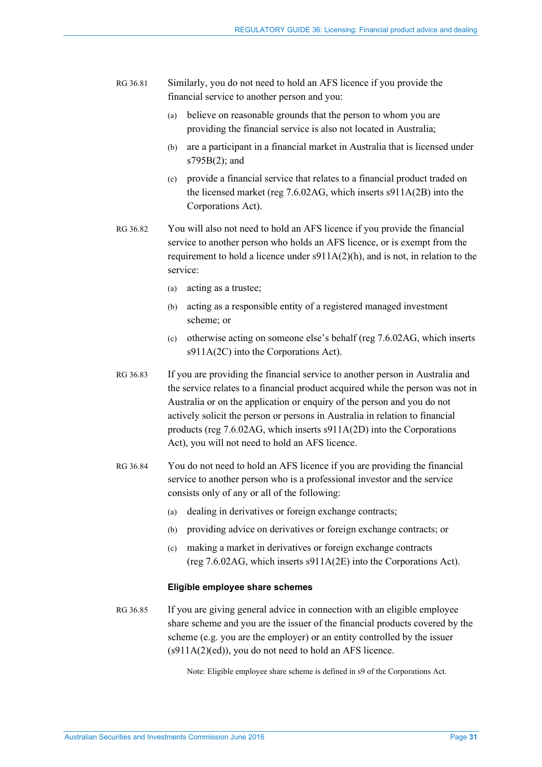RG 36.81 Similarly, you do not need to hold an AFS licence if you provide the financial service to another person and you:

(a) believe on reasonable grounds that the person to whom you are providing the financial service is also not located in Australia;

(b) are a participant in a financial market in Australia that is licensed under s795B(2); and

(c) provide a financial service that relates to a financial product traded on the licensed market (reg 7.6.02AG, which inserts s911A(2B) into the Corporations Act).

RG 36.82 You will also not need to hold an AFS licence if you provide the financial service to another person who holds an AFS licence, or is exempt from the requirement to hold a licence under s911A(2)(h), and is not, in relation to the service:

(a) acting as a trustee;

(b) acting as a responsible entity of a registered managed investment scheme; or

(c) otherwise acting on someone else's behalf (reg 7.6.02AG, which inserts s911A(2C) into the Corporations Act).

RG 36.83 If you are providing the financial service to another person in Australia and the service relates to a financial product acquired while the person was not in Australia or on the application or enquiry of the person and you do not actively solicit the person or persons in Australia in relation to financial products (reg 7.6.02AG, which inserts s911A(2D) into the Corporations Act), you will not need to hold an AFS licence.

RG 36.84 You do not need to hold an AFS licence if you are providing the financial service to another person who is a professional investor and the service consists only of any or all of the following:

(a) dealing in derivatives or foreign exchange contracts;

(b) providing advice on derivatives or foreign exchange contracts; or

(c) making a market in derivatives or foreign exchange contracts (reg 7.6.02AG, which inserts s911A(2E) into the Corporations Act).

#### Eligible employee share schemes

RG 36.85 If you are giving general advice in connection with an eligible employee share scheme and you are the issuer of the financial products covered by the scheme (e.g. you are the employer) or an entity controlled by the issuer (s911A(2)(ed)), you do not need to hold an AFS licence.

Note: Eligible employee share scheme is defined in s9 of the Corporations Act.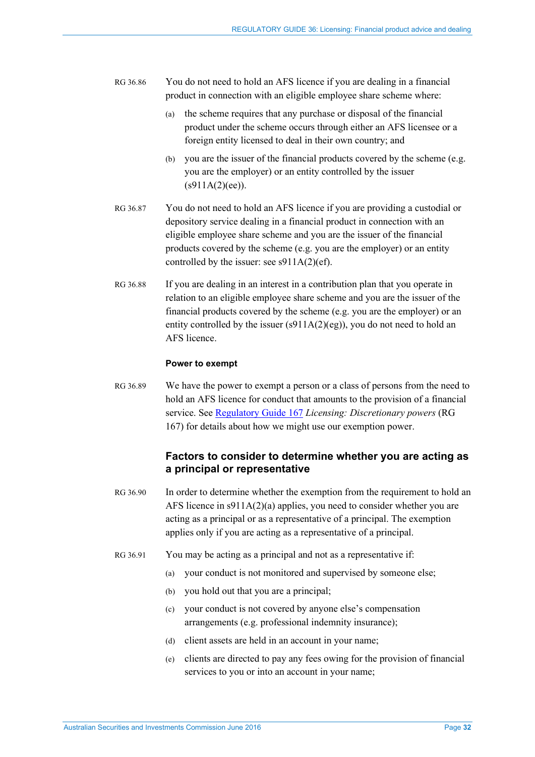RG 36.86 You do not need to hold an AFS licence if you are dealing in a financial product in connection with an eligible employee share scheme where:

(a) the scheme requires that any purchase or disposal of the financial product under the scheme occurs through either an AFS licensee or a foreign entity licensed to deal in their own country; and

(b) you are the issuer of the financial products covered by the scheme (e.g. you are the employer) or an entity controlled by the issuer (s911A(2)(ee)).

RG 36.87 You do not need to hold an AFS licence if you are providing a custodial or depository service dealing in a financial product in connection with an eligible employee share scheme and you are the issuer of the financial products covered by the scheme (e.g. you are the employer) or an entity controlled by the issuer: see s911A(2)(ef).

RG 36.88 If you are dealing in an interest in a contribution plan that you operate in relation to an eligible employee share scheme and you are the issuer of the financial products covered by the scheme (e.g. you are the employer) or an entity controlled by the issuer (s911A(2)(eg)), you do not need to hold an AFS licence.

#### Power to exempt

RG 36.89 We have the power to exempt a person or a class of persons from the need to hold an AFS licence for conduct that amounts to the provision of a financial service. See [Regulatory Guide 167](Regulatory Guide 167) *Licensing: Discretionary powers* (RG 167) for details about how we might use our exemption power.

### Factors to consider to determine whether you are acting as a principal or representative

RG 36.90 In order to determine whether the exemption from the requirement to hold an AFS licence in s911A(2)(a) applies, you need to consider whether you are acting as a principal or as a representative of a principal. The exemption applies only if you are acting as a representative of a principal.

RG 36.91 You may be acting as a principal and not as a representative if:

(a) your conduct is not monitored and supervised by someone else;

(b) you hold out that you are a principal;

(c) your conduct is not covered by anyone else's compensation arrangements (e.g. professional indemnity insurance);

(d) client assets are held in an account in your name;

(e) clients are directed to pay any fees owing for the provision of financial services to you or into an account in your name;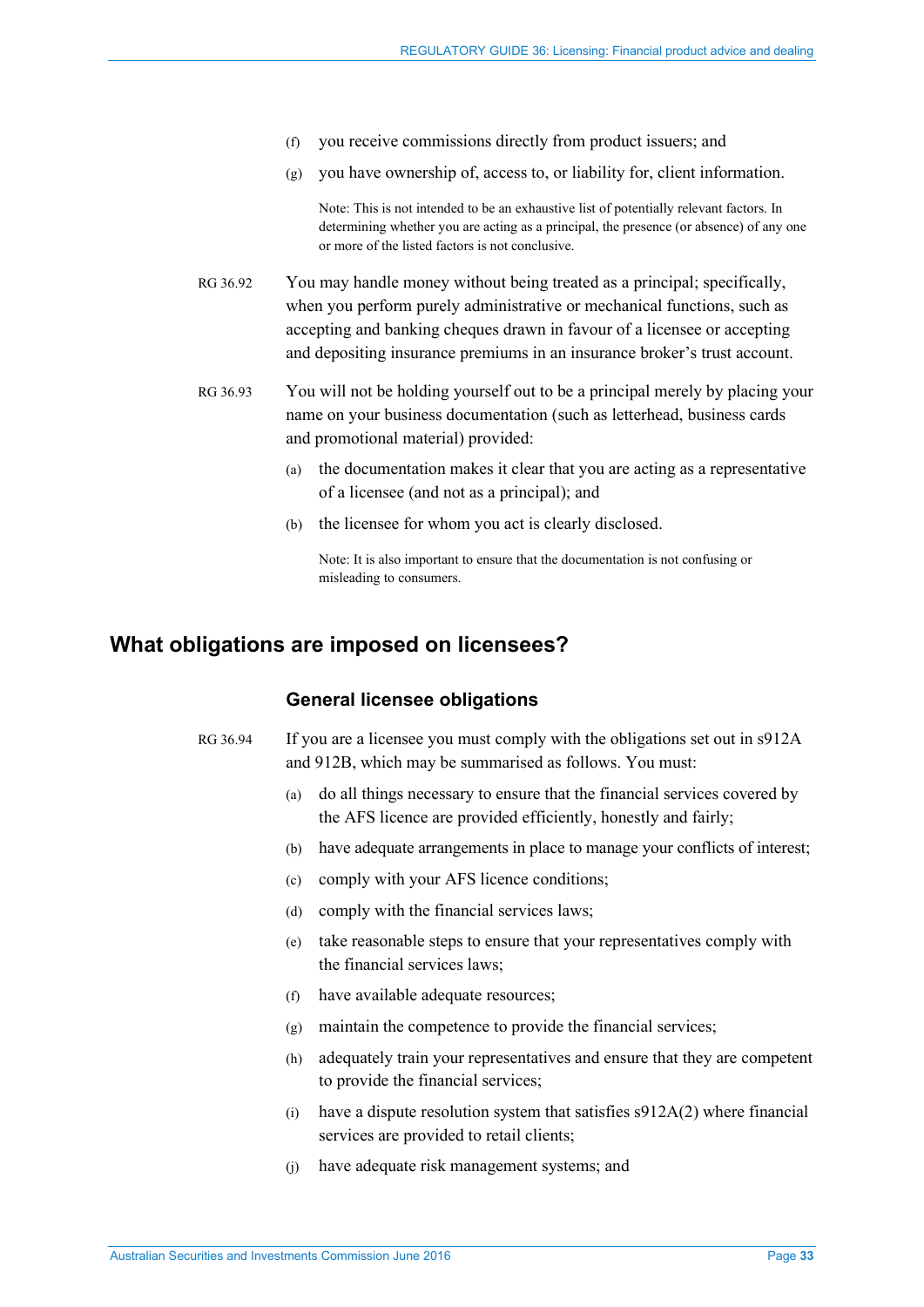(f) you receive commissions directly from product issuers; and

(g) you have ownership of, access to, or liability for, client information.

> Note: This is not intended to be an exhaustive list of potentially relevant factors. In determining whether you are acting as a principal, the presence (or absence) of any one or more of the listed factors is not conclusive.

RG 36.92 You may handle money without being treated as a principal; specifically, when you perform purely administrative or mechanical functions, such as accepting and banking cheques drawn in favour of a licensee or accepting and depositing insurance premiums in an insurance broker's trust account.

RG 36.93 You will not be holding yourself out to be a principal merely by placing your name on your business documentation (such as letterhead, business cards and promotional material) provided:

(a) the documentation makes it clear that you are acting as a representative of a licensee (and not as a principal); and

(b) the licensee for whom you act is clearly disclosed.

> Note: It is also important to ensure that the documentation is not confusing or misleading to consumers.

## What obligations are imposed on licensees?

### General licensee obligations

RG 36.94 If you are a licensee you must comply with the obligations set out in s912A and 912B, which may be summarised as follows. You must:

(a) do all things necessary to ensure that the financial services covered by the AFS licence are provided efficiently, honestly and fairly;

(b) have adequate arrangements in place to manage your conflicts of interest;

(c) comply with your AFS licence conditions;

(d) comply with the financial services laws;

(e) take reasonable steps to ensure that your representatives comply with the financial services laws;

(f) have available adequate resources;

(g) maintain the competence to provide the financial services;

(h) adequately train your representatives and ensure that they are competent to provide the financial services;

(i) have a dispute resolution system that satisfies s912A(2) where financial services are provided to retail clients;

(j) have adequate risk management systems; and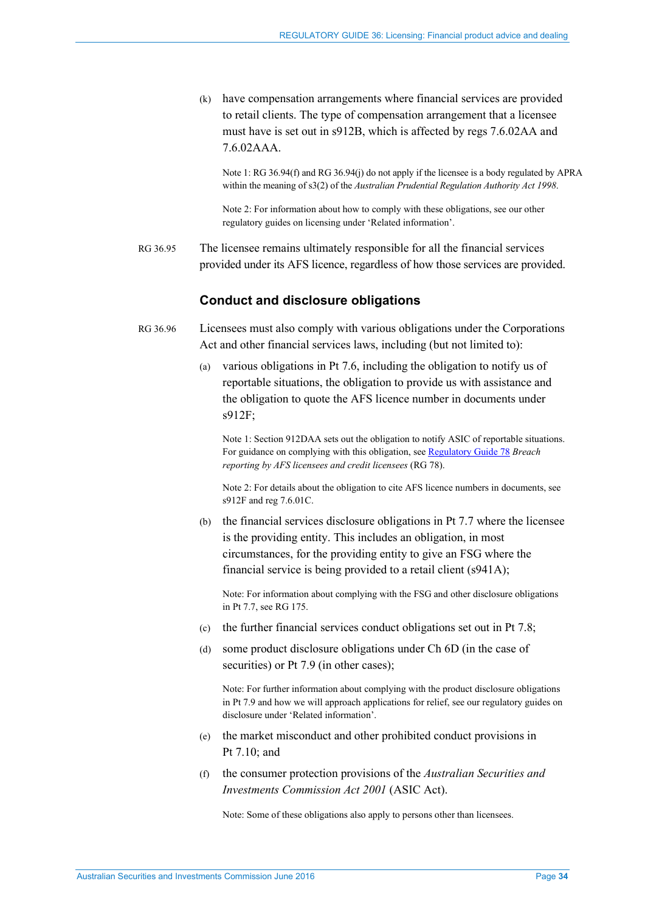(k) have compensation arrangements where financial services are provided to retail clients. The type of compensation arrangement that a licensee must have is set out in s912B, which is affected by regs 7.6.02AA and 7.6.02AAA.

Note 1: RG 36.94(f) and RG 36.94(j) do not apply if the licensee is a body regulated by APRA within the meaning of s3(2) of the *Australian Prudential Regulation Authority Act 1998*.

Note 2: For information about how to comply with these obligations, see our other regulatory guides on licensing under 'Related information'.

RG 36.95 The licensee remains ultimately responsible for all the financial services provided under its AFS licence, regardless of how those services are provided.

## Conduct and disclosure obligations

RG 36.96 Licensees must also comply with various obligations under the Corporations Act and other financial services laws, including (but not limited to):

(a) various obligations in Pt 7.6, including the obligation to notify us of reportable situations, the obligation to provide us with assistance and the obligation to quote the AFS licence number in documents under s912F;

Note 1: Section 912DAA sets out the obligation to notify ASIC of reportable situations. For guidance on complying with this obligation, see Regulatory Guide 78 *Breach reporting by AFS licensees and credit licensees* (RG 78).

Note 2: For details about the obligation to cite AFS licence numbers in documents, see s912F and reg 7.6.01C.

(b) the financial services disclosure obligations in Pt 7.7 where the licensee is the providing entity. This includes an obligation, in most circumstances, for the providing entity to give an FSG where the financial service is being provided to a retail client (s941A);

Note: For information about complying with the FSG and other disclosure obligations in Pt 7.7, see RG 175.

(c) the further financial services conduct obligations set out in Pt 7.8;

(d) some product disclosure obligations under Ch 6D (in the case of securities) or Pt 7.9 (in other cases);

Note: For further information about complying with the product disclosure obligations in Pt 7.9 and how we will approach applications for relief, see our regulatory guides on disclosure under 'Related information'.

(e) the market misconduct and other prohibited conduct provisions in Pt 7.10; and

(f) the consumer protection provisions of the *Australian Securities and Investments Commission Act 2001* (ASIC Act).

Note: Some of these obligations also apply to persons other than licensees.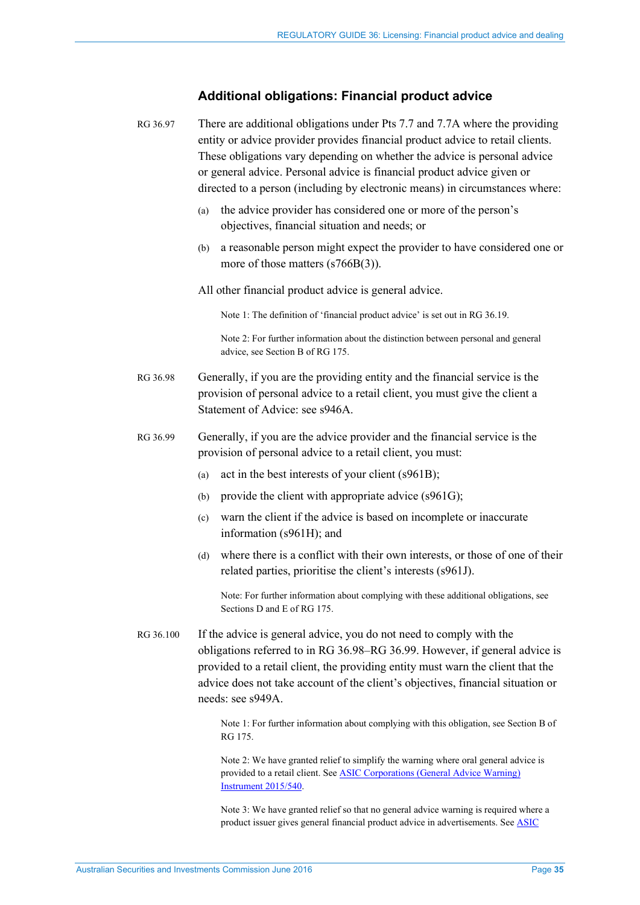## Additional obligations: Financial product advice

RG 36.97 There are additional obligations under Pts 7.7 and 7.7A where the providing entity or advice provider provides financial product advice to retail clients. These obligations vary depending on whether the advice is personal advice or general advice. Personal advice is financial product advice given or directed to a person (including by electronic means) in circumstances where:

(a) the advice provider has considered one or more of the person's objectives, financial situation and needs; or

(b) a reasonable person might expect the provider to have considered one or more of those matters (s766B(3)).

All other financial product advice is general advice.

> Note 1: The definition of 'financial product advice' is set out in RG 36.19.
>
> Note 2: For further information about the distinction between personal and general advice, see Section B of RG 175.

RG 36.98 Generally, if you are the providing entity and the financial service is the provision of personal advice to a retail client, you must give the client a Statement of Advice: see s946A.

RG 36.99 Generally, if you are the advice provider and the financial service is the provision of personal advice to a retail client, you must:

(a) act in the best interests of your client (s961B);

(b) provide the client with appropriate advice (s961G);

(c) warn the client if the advice is based on incomplete or inaccurate information (s961H); and

(d) where there is a conflict with their own interests, or those of one of their related parties, prioritise the client's interests (s961J).

> Note: For further information about complying with these additional obligations, see Sections D and E of RG 175.

RG 36.100 If the advice is general advice, you do not need to comply with the obligations referred to in RG 36.98–RG 36.99. However, if general advice is provided to a retail client, the providing entity must warn the client that the advice does not take account of the client's objectives, financial situation or needs: see s949A.

> Note 1: For further information about complying with this obligation, see Section B of RG 175.
>
> Note 2: We have granted relief to simplify the warning where oral general advice is provided to a retail client. See ASIC Corporations (General Advice Warning) Instrument 2015/540.
>
> Note 3: We have granted relief so that no general advice warning is required where a product issuer gives general financial product advice in advertisements. See ASIC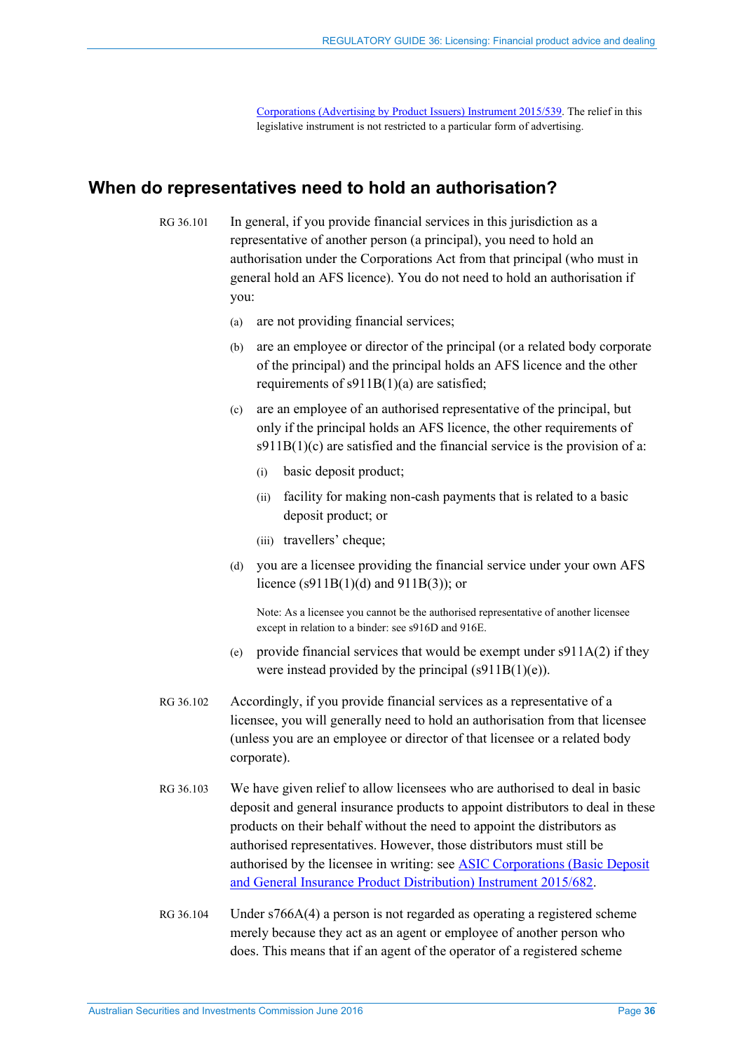Corporations (Advertising by Product Issuers) Instrument 2015/539. The relief in this legislative instrument is not restricted to a particular form of advertising.

## When do representatives need to hold an authorisation?

RG 36.101 In general, if you provide financial services in this jurisdiction as a representative of another person (a principal), you need to hold an authorisation under the Corporations Act from that principal (who must in general hold an AFS licence). You do not need to hold an authorisation if you:

(a) are not providing financial services;

(b) are an employee or director of the principal (or a related body corporate of the principal) and the principal holds an AFS licence and the other requirements of s911B(1)(a) are satisfied;

(c) are an employee of an authorised representative of the principal, but only if the principal holds an AFS licence, the other requirements of s911B(1)(c) are satisfied and the financial service is the provision of a:

(i) basic deposit product;

(ii) facility for making non-cash payments that is related to a basic deposit product; or

(iii) travellers' cheque;

(d) you are a licensee providing the financial service under your own AFS licence (s911B(1)(d) and 911B(3)); or

Note: As a licensee you cannot be the authorised representative of another licensee except in relation to a binder: see s916D and 916E.

(e) provide financial services that would be exempt under s911A(2) if they were instead provided by the principal (s911B(1)(e)).

RG 36.102 Accordingly, if you provide financial services as a representative of a licensee, you will generally need to hold an authorisation from that licensee (unless you are an employee or director of that licensee or a related body corporate).

RG 36.103 We have given relief to allow licensees who are authorised to deal in basic deposit and general insurance products to appoint distributors to deal in these products on their behalf without the need to appoint the distributors as authorised representatives. However, those distributors must still be authorised by the licensee in writing: see ASIC Corporations (Basic Deposit and General Insurance Product Distribution) Instrument 2015/682.

RG 36.104 Under s766A(4) a person is not regarded as operating a registered scheme merely because they act as an agent or employee of another person who does. This means that if an agent of the operator of a registered scheme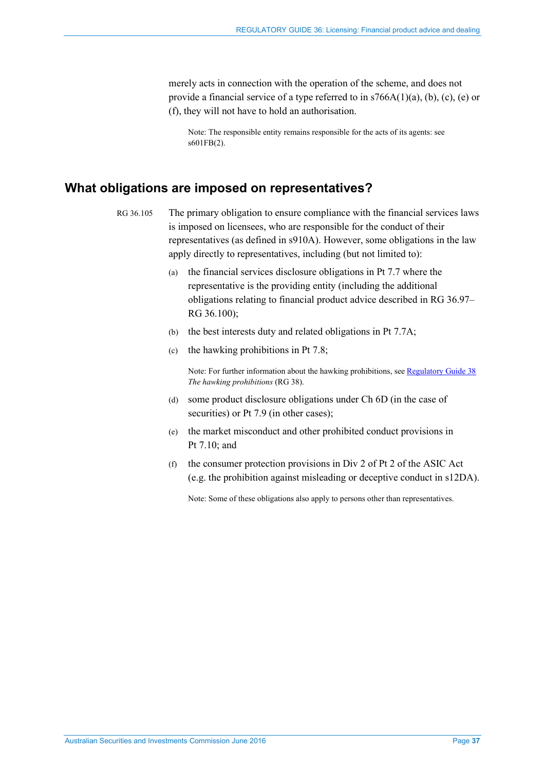merely acts in connection with the operation of the scheme, and does not provide a financial service of a type referred to in s766A(1)(a), (b), (c), (e) or (f), they will not have to hold an authorisation.

Note: The responsible entity remains responsible for the acts of its agents: see s601FB(2).

## What obligations are imposed on representatives?

RG 36.105 The primary obligation to ensure compliance with the financial services laws is imposed on licensees, who are responsible for the conduct of their representatives (as defined in s910A). However, some obligations in the law apply directly to representatives, including (but not limited to):

(a) the financial services disclosure obligations in Pt 7.7 where the representative is the providing entity (including the additional obligations relating to financial product advice described in RG 36.97–RG 36.100);

(b) the best interests duty and related obligations in Pt 7.7A;

(c) the hawking prohibitions in Pt 7.8;

Note: For further information about the hawking prohibitions, see Regulatory Guide 38 *The hawking prohibitions* (RG 38).

(d) some product disclosure obligations under Ch 6D (in the case of securities) or Pt 7.9 (in other cases);

(e) the market misconduct and other prohibited conduct provisions in Pt 7.10; and

(f) the consumer protection provisions in Div 2 of Pt 2 of the ASIC Act (e.g. the prohibition against misleading or deceptive conduct in s12DA).

Note: Some of these obligations also apply to persons other than representatives.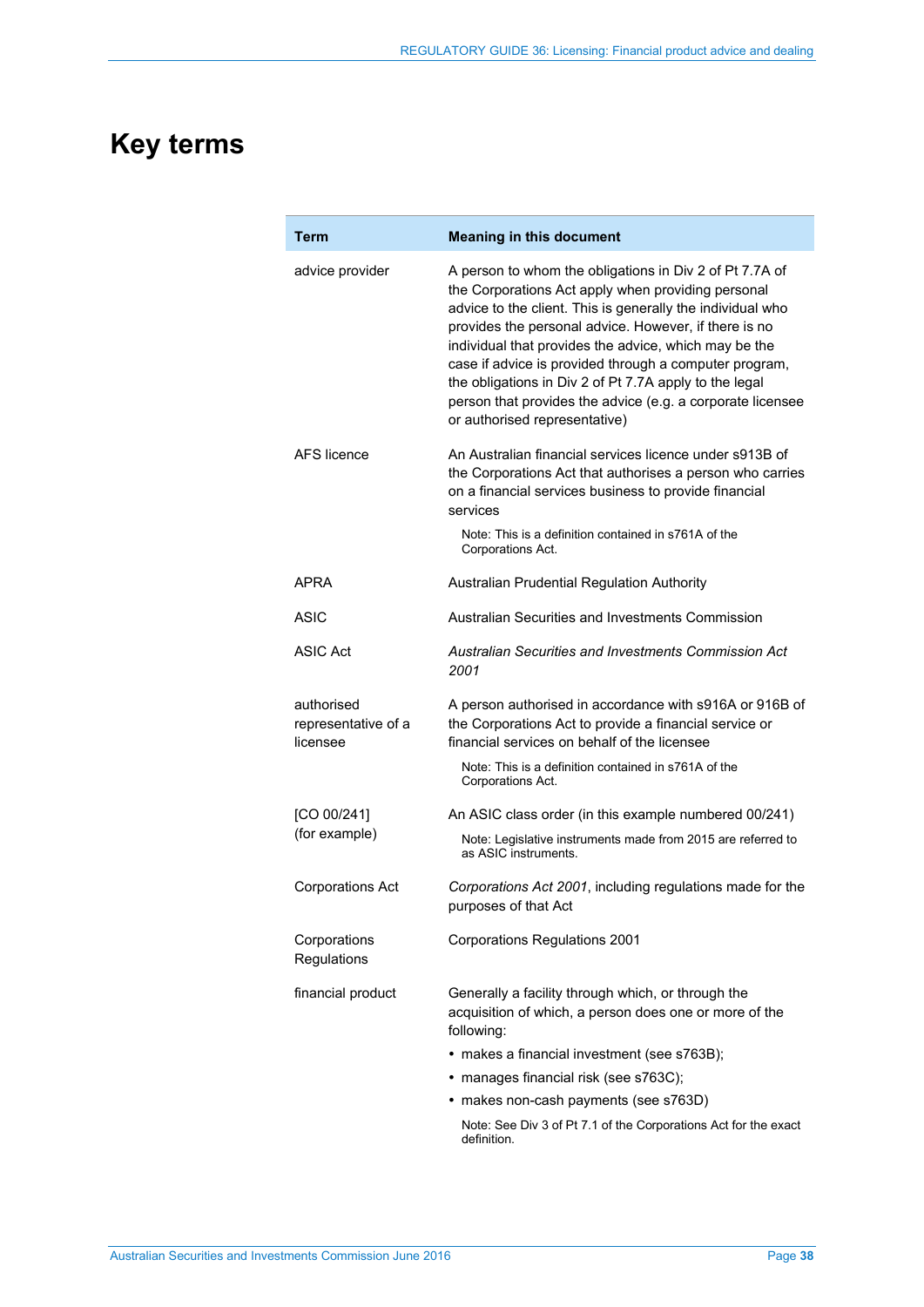# Key terms

| Term | Meaning in this document |
|---|---|
| advice provider | A person to whom the obligations in Div 2 of Pt 7.7A of the Corporations Act apply when providing personal advice to the client. This is generally the individual who provides the personal advice. However, if there is no individual that provides the advice, which may be the case if advice is provided through a computer program, the obligations in Div 2 of Pt 7.7A apply to the legal person that provides the advice (e.g. a corporate licensee or authorised representative) |
| AFS licence | An Australian financial services licence under s913B of the Corporations Act that authorises a person who carries on a financial services business to provide financial services<br><br>Note: This is a definition contained in s761A of the Corporations Act. |
| APRA | Australian Prudential Regulation Authority |
| ASIC | Australian Securities and Investments Commission |
| ASIC Act | *Australian Securities and Investments Commission Act 2001* |
| authorised representative of a licensee | A person authorised in accordance with s916A or 916B of the Corporations Act to provide a financial service or financial services on behalf of the licensee<br><br>Note: This is a definition contained in s761A of the Corporations Act. |
| [CO 00/241] (for example) | An ASIC class order (in this example numbered 00/241)<br><br>Note: Legislative instruments made from 2015 are referred to as ASIC instruments. |
| Corporations Act | *Corporations Act 2001*, including regulations made for the purposes of that Act |
| Corporations Regulations | Corporations Regulations 2001 |
| financial product | Generally a facility through which, or through the acquisition of which, a person does one or more of the following:<br>• makes a financial investment (see s763B);<br>• manages financial risk (see s763C);<br>• makes non-cash payments (see s763D)<br><br>Note: See Div 3 of Pt 7.1 of the Corporations Act for the exact definition. |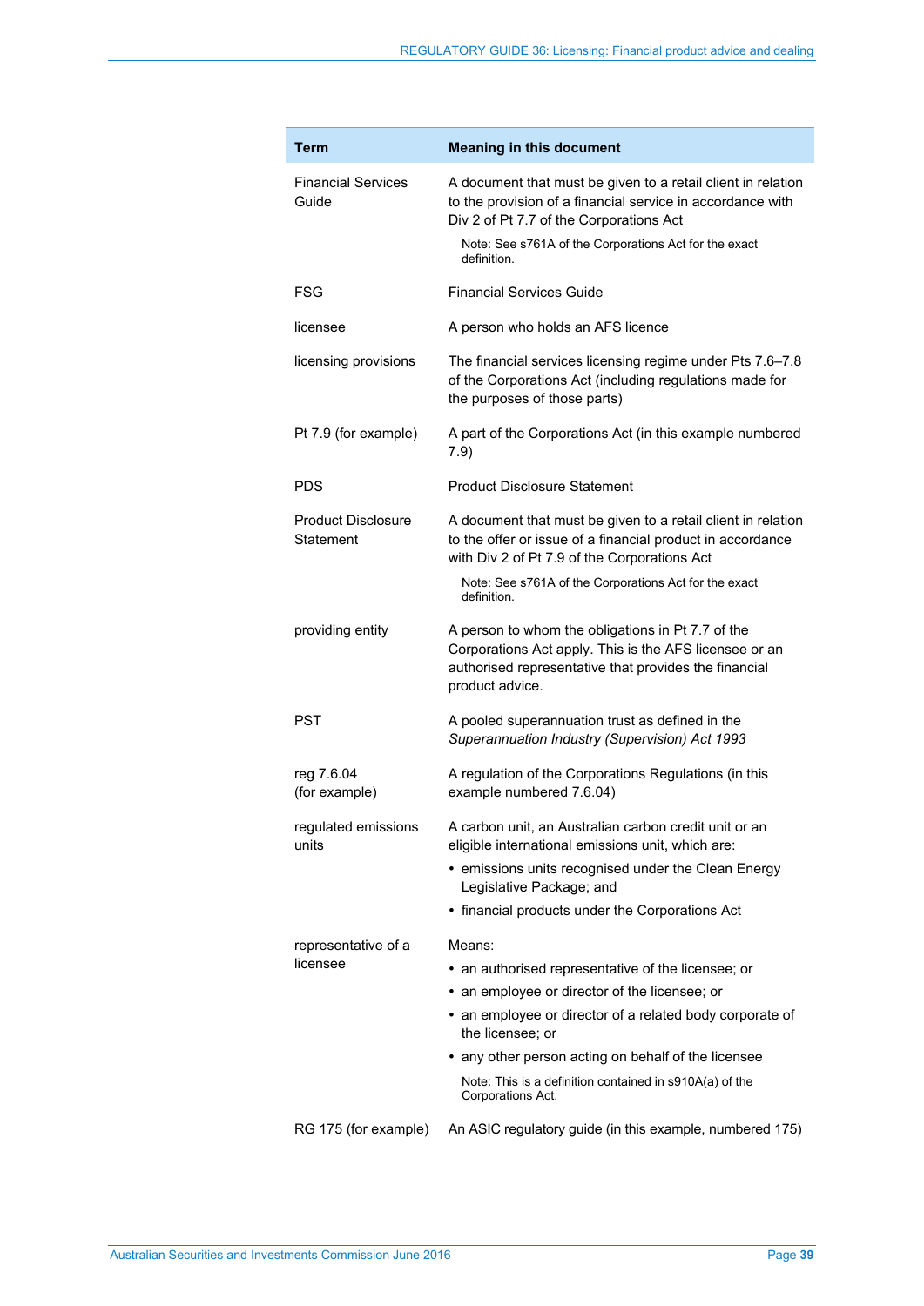| Term | Meaning in this document |
|---|---|
| Financial Services Guide | A document that must be given to a retail client in relation to the provision of a financial service in accordance with Div 2 of Pt 7.7 of the Corporations Act<br><br>Note: See s761A of the Corporations Act for the exact definition. |
| FSG | Financial Services Guide |
| licensee | A person who holds an AFS licence |
| licensing provisions | The financial services licensing regime under Pts 7.6–7.8 of the Corporations Act (including regulations made for the purposes of those parts) |
| Pt 7.9 (for example) | A part of the Corporations Act (in this example numbered 7.9) |
| PDS | Product Disclosure Statement |
| Product Disclosure Statement | A document that must be given to a retail client in relation to the offer or issue of a financial product in accordance with Div 2 of Pt 7.9 of the Corporations Act<br><br>Note: See s761A of the Corporations Act for the exact definition. |
| providing entity | A person to whom the obligations in Pt 7.7 of the Corporations Act apply. This is the AFS licensee or an authorised representative that provides the financial product advice. |
| PST | A pooled superannuation trust as defined in the *Superannuation Industry (Supervision) Act 1993* |
| reg 7.6.04 (for example) | A regulation of the Corporations Regulations (in this example numbered 7.6.04) |
| regulated emissions units | A carbon unit, an Australian carbon credit unit or an eligible international emissions unit, which are:<br>• emissions units recognised under the Clean Energy Legislative Package; and<br>• financial products under the Corporations Act |
| representative of a licensee | Means:<br>• an authorised representative of the licensee; or<br>• an employee or director of the licensee; or<br>• an employee or director of a related body corporate of the licensee; or<br>• any other person acting on behalf of the licensee<br><br>Note: This is a definition contained in s910A(a) of the Corporations Act. |
| RG 175 (for example) | An ASIC regulatory guide (in this example, numbered 175) |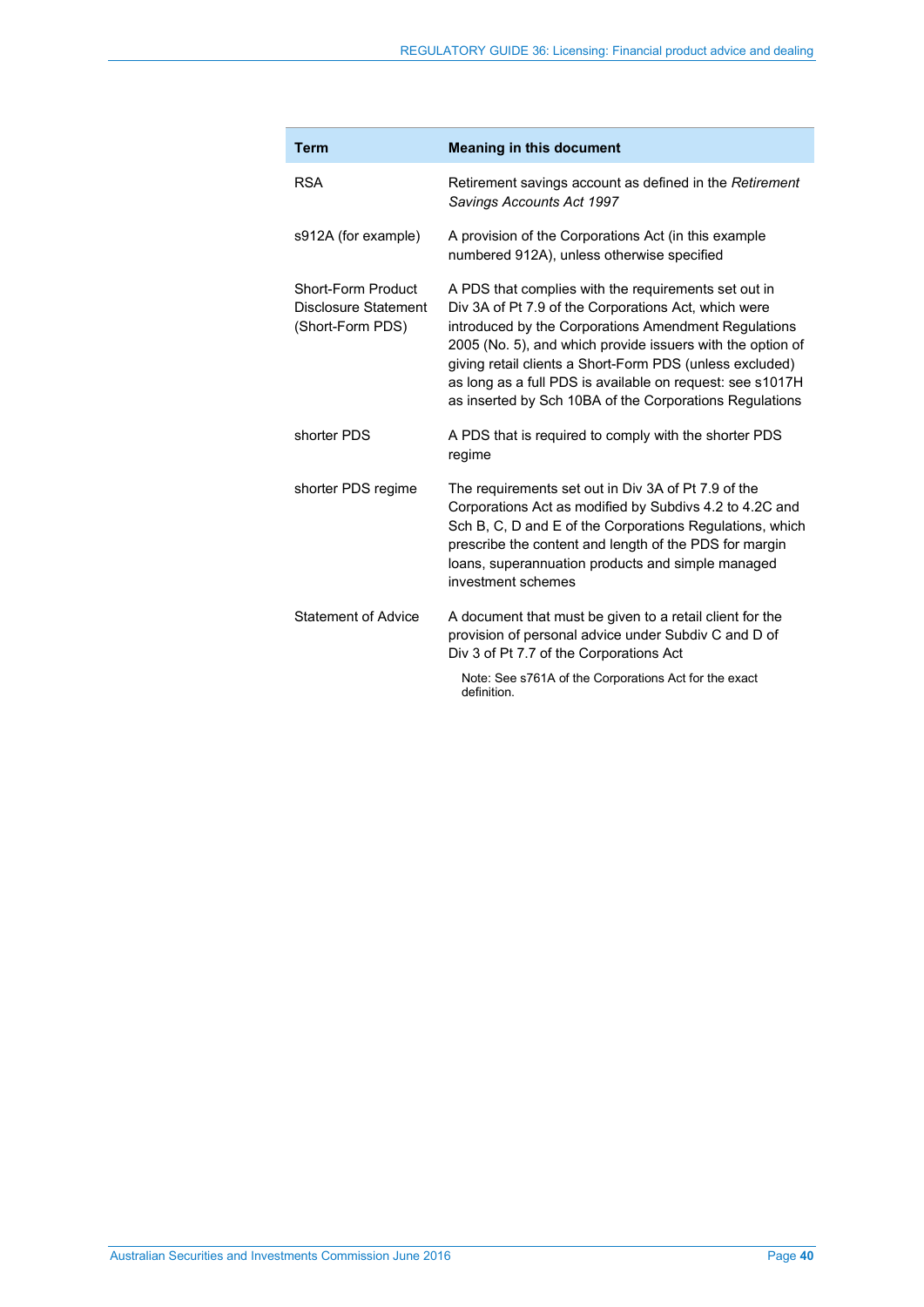| Term | Meaning in this document |
|---|---|
| RSA | Retirement savings account as defined in the *Retirement Savings Accounts Act 1997* |
| s912A (for example) | A provision of the Corporations Act (in this example numbered 912A), unless otherwise specified |
| Short-Form Product Disclosure Statement (Short-Form PDS) | A PDS that complies with the requirements set out in Div 3A of Pt 7.9 of the Corporations Act, which were introduced by the Corporations Amendment Regulations 2005 (No. 5), and which provide issuers with the option of giving retail clients a Short-Form PDS (unless excluded) as long as a full PDS is available on request: see s1017H as inserted by Sch 10BA of the Corporations Regulations |
| shorter PDS | A PDS that is required to comply with the shorter PDS regime |
| shorter PDS regime | The requirements set out in Div 3A of Pt 7.9 of the Corporations Act as modified by Subdivs 4.2 to 4.2C and Sch B, C, D and E of the Corporations Regulations, which prescribe the content and length of the PDS for margin loans, superannuation products and simple managed investment schemes |
| Statement of Advice | A document that must be given to a retail client for the provision of personal advice under Subdiv C and D of Div 3 of Pt 7.7 of the Corporations Act<br><br>Note: See s761A of the Corporations Act for the exact definition. |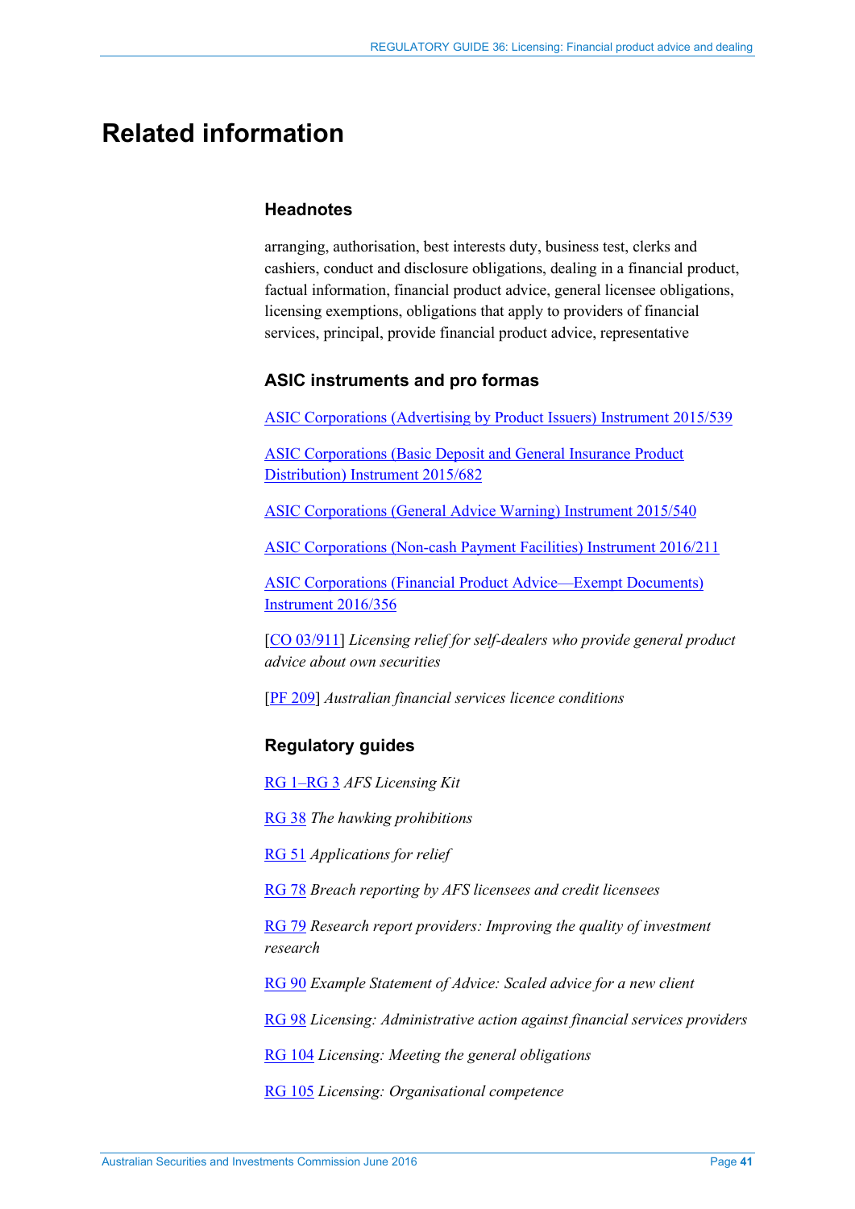# Related information

### Headnotes

arranging, authorisation, best interests duty, business test, clerks and cashiers, conduct and disclosure obligations, dealing in a financial product, factual information, financial product advice, general licensee obligations, licensing exemptions, obligations that apply to providers of financial services, principal, provide financial product advice, representative

### ASIC instruments and pro formas

ASIC Corporations (Advertising by Product Issuers) Instrument 2015/539

ASIC Corporations (Basic Deposit and General Insurance Product Distribution) Instrument 2015/682

ASIC Corporations (General Advice Warning) Instrument 2015/540

ASIC Corporations (Non-cash Payment Facilities) Instrument 2016/211

ASIC Corporations (Financial Product Advice—Exempt Documents) Instrument 2016/356

[CO 03/911] *Licensing relief for self-dealers who provide general product advice about own securities*

[PF 209] *Australian financial services licence conditions*

### Regulatory guides

RG 1–RG 3 *AFS Licensing Kit*

RG 38 *The hawking prohibitions*

RG 51 *Applications for relief*

RG 78 *Breach reporting by AFS licensees and credit licensees*

RG 79 *Research report providers: Improving the quality of investment research*

RG 90 *Example Statement of Advice: Scaled advice for a new client*

RG 98 *Licensing: Administrative action against financial services providers*

RG 104 *Licensing: Meeting the general obligations*

RG 105 *Licensing: Organisational competence*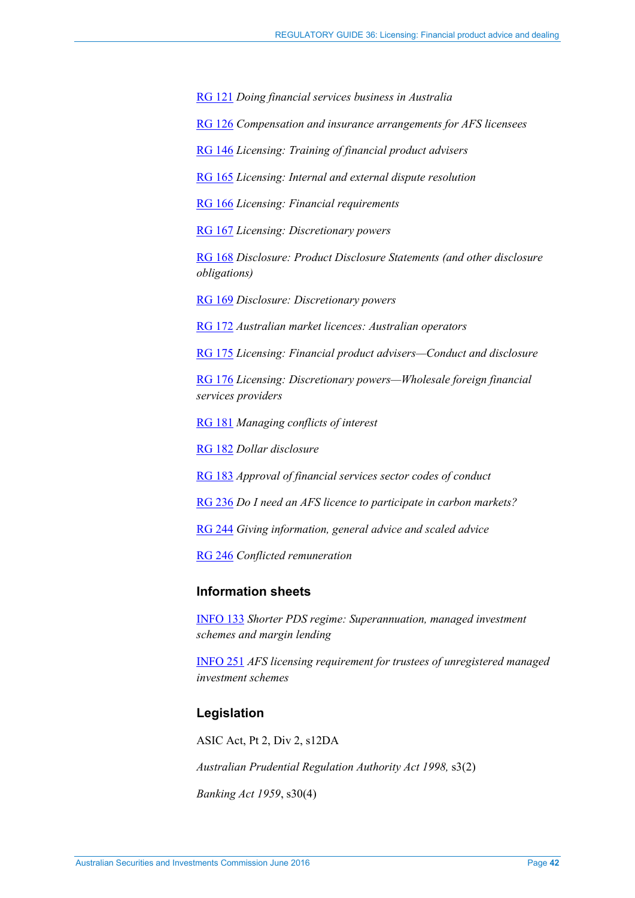RG 121 *Doing financial services business in Australia*

RG 126 *Compensation and insurance arrangements for AFS licensees*

RG 146 *Licensing: Training of financial product advisers*

RG 165 *Licensing: Internal and external dispute resolution*

RG 166 *Licensing: Financial requirements*

RG 167 *Licensing: Discretionary powers*

RG 168 *Disclosure: Product Disclosure Statements (and other disclosure obligations)*

RG 169 *Disclosure: Discretionary powers*

RG 172 *Australian market licences: Australian operators*

RG 175 *Licensing: Financial product advisers—Conduct and disclosure*

RG 176 *Licensing: Discretionary powers—Wholesale foreign financial services providers*

RG 181 *Managing conflicts of interest*

RG 182 *Dollar disclosure*

RG 183 *Approval of financial services sector codes of conduct*

RG 236 *Do I need an AFS licence to participate in carbon markets?*

RG 244 *Giving information, general advice and scaled advice*

RG 246 *Conflicted remuneration*

### Information sheets

INFO 133 *Shorter PDS regime: Superannuation, managed investment schemes and margin lending*

INFO 251 *AFS licensing requirement for trustees of unregistered managed investment schemes*

### Legislation

ASIC Act, Pt 2, Div 2, s12DA

*Australian Prudential Regulation Authority Act 1998,* s3(2)

*Banking Act 1959*, s30(4)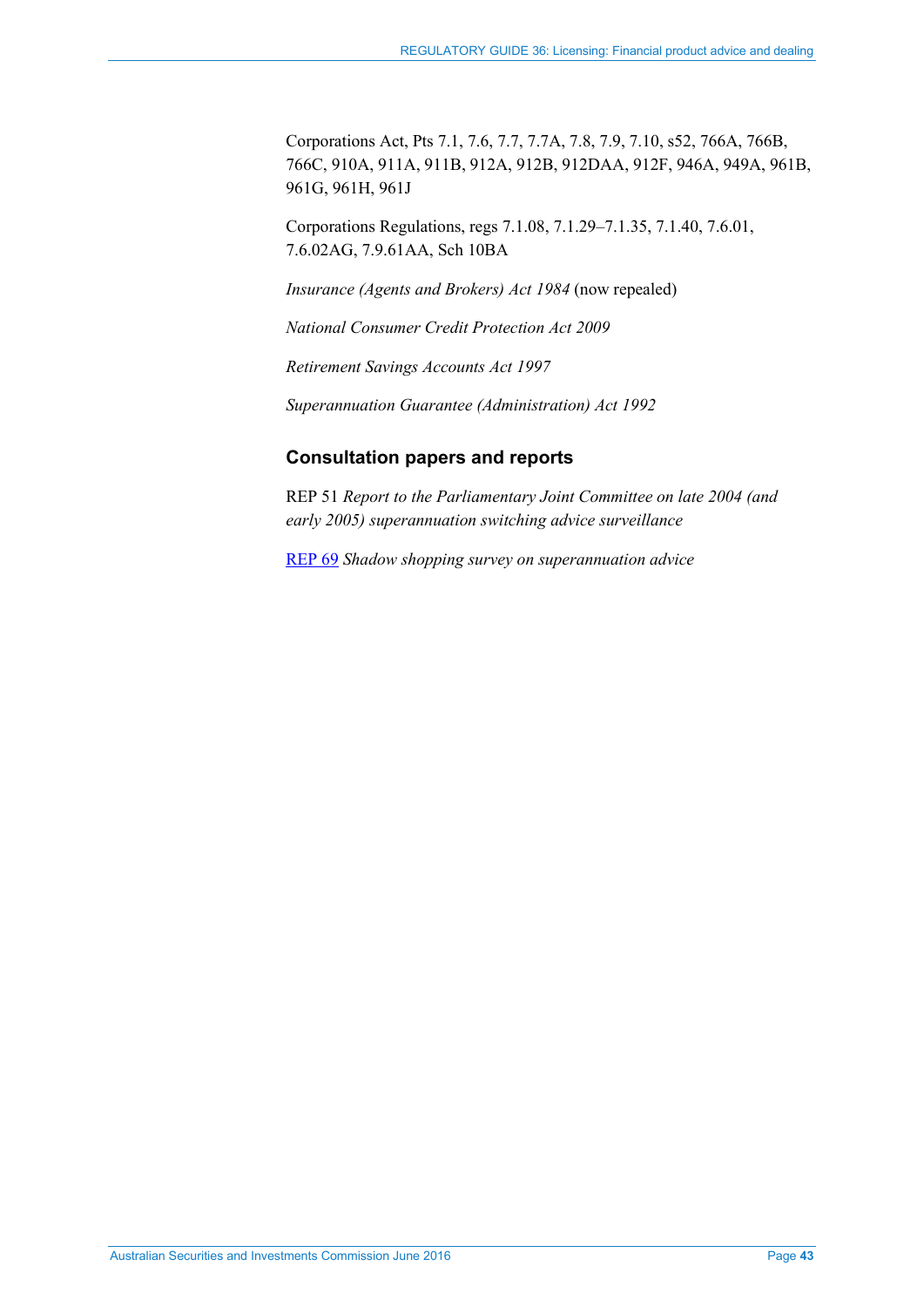Corporations Act, Pts 7.1, 7.6, 7.7, 7.7A, 7.8, 7.9, 7.10, s52, 766A, 766B, 766C, 910A, 911A, 911B, 912A, 912B, 912DAA, 912F, 946A, 949A, 961B, 961G, 961H, 961J

Corporations Regulations, regs 7.1.08, 7.1.29–7.1.35, 7.1.40, 7.6.01, 7.6.02AG, 7.9.61AA, Sch 10BA

*Insurance (Agents and Brokers) Act 1984* (now repealed)

*National Consumer Credit Protection Act 2009*

*Retirement Savings Accounts Act 1997*

*Superannuation Guarantee (Administration) Act 1992*

## Consultation papers and reports

REP 51 *Report to the Parliamentary Joint Committee on late 2004 (and early 2005) superannuation switching advice surveillance*

REP 69 *Shadow shopping survey on superannuation advice*